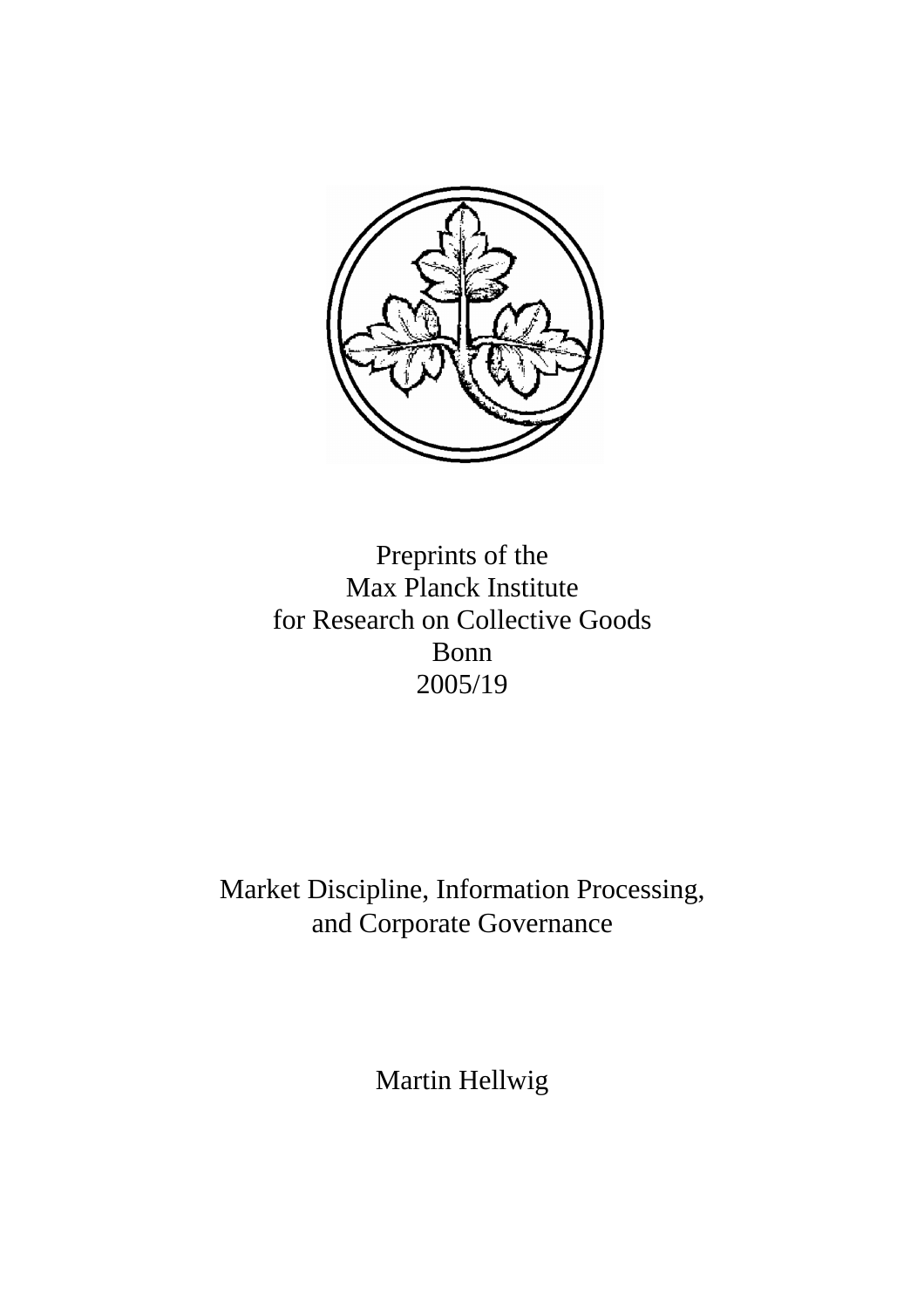Preprints of the
Max Planck Institute
for Research on Collective Goods
Bonn
2005/19

# Market Discipline, Information Processing, and Corporate Governance

Martin Hellwig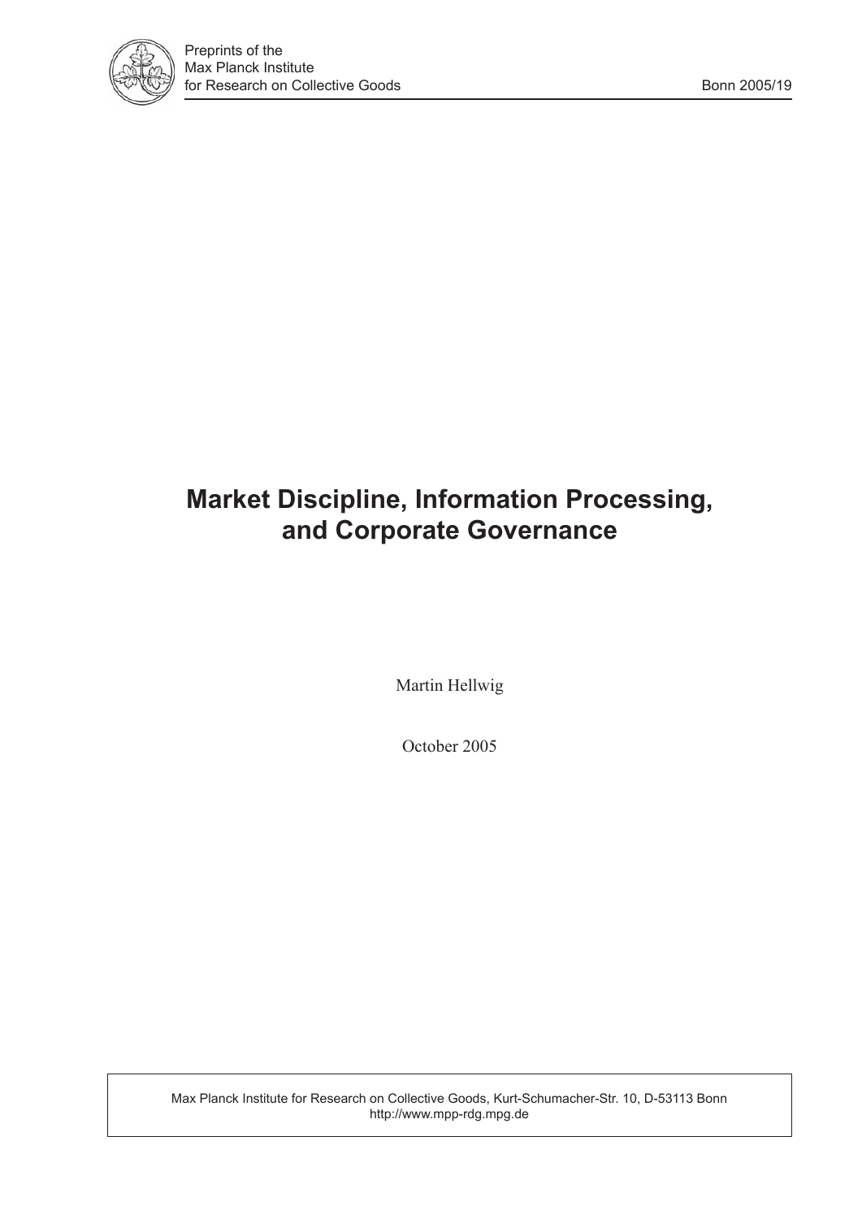Preprints of the
Max Planck Institute
for Research on Collective Goods

Bonn 2005/19

# Market Discipline, Information Processing, and Corporate Governance

Martin Hellwig

October 2005

Max Planck Institute for Research on Collective Goods, Kurt-Schumacher-Str. 10, D-53113 Bonn
http://www.mpp-rdg.mpg.de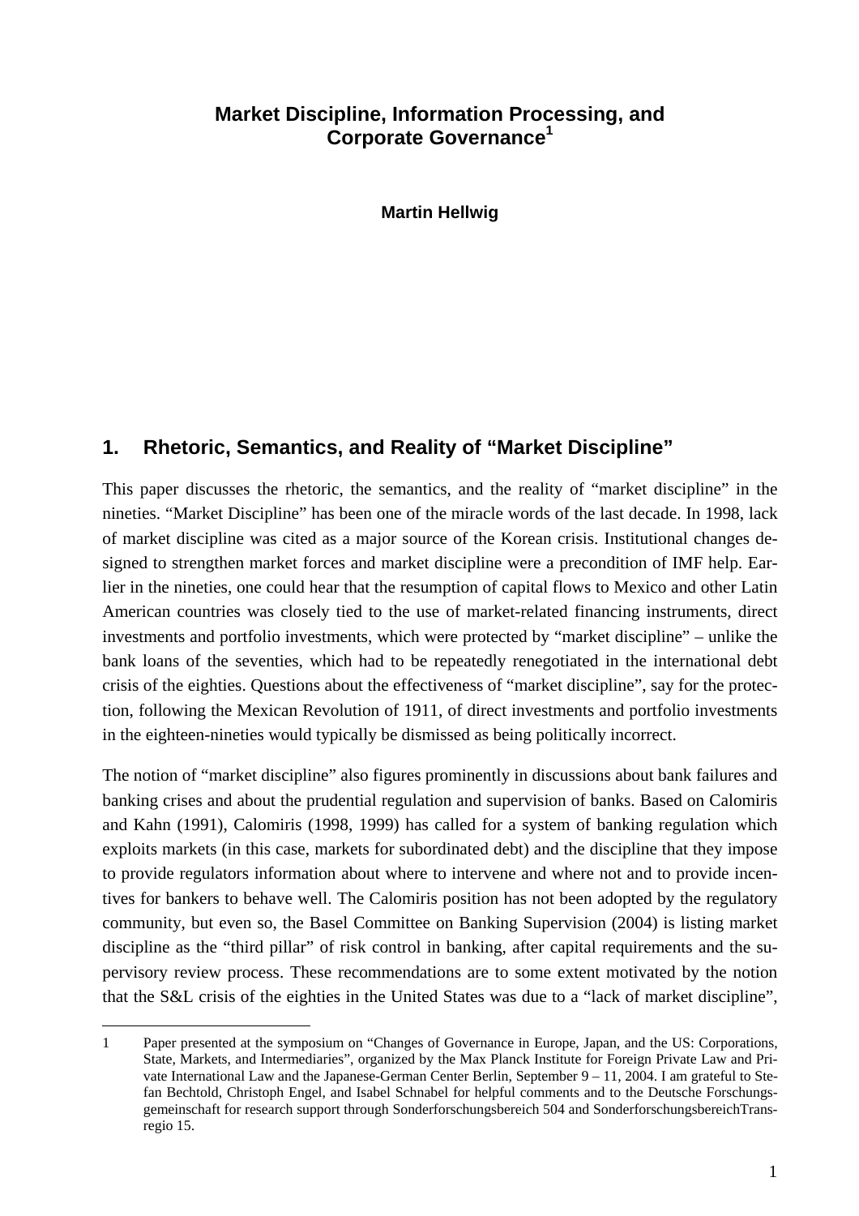# Market Discipline, Information Processing, and Corporate Governance[1]

**Martin Hellwig**

## 1. Rhetoric, Semantics, and Reality of "Market Discipline"

This paper discusses the rhetoric, the semantics, and the reality of "market discipline" in the nineties. "Market Discipline" has been one of the miracle words of the last decade. In 1998, lack of market discipline was cited as a major source of the Korean crisis. Institutional changes designed to strengthen market forces and market discipline were a precondition of IMF help. Earlier in the nineties, one could hear that the resumption of capital flows to Mexico and other Latin American countries was closely tied to the use of market-related financing instruments, direct investments and portfolio investments, which were protected by "market discipline" – unlike the bank loans of the seventies, which had to be repeatedly renegotiated in the international debt crisis of the eighties. Questions about the effectiveness of "market discipline", say for the protection, following the Mexican Revolution of 1911, of direct investments and portfolio investments in the eighteen-nineties would typically be dismissed as being politically incorrect.

The notion of "market discipline" also figures prominently in discussions about bank failures and banking crises and about the prudential regulation and supervision of banks. Based on Calomiris and Kahn (1991), Calomiris (1998, 1999) has called for a system of banking regulation which exploits markets (in this case, markets for subordinated debt) and the discipline that they impose to provide regulators information about where to intervene and where not and to provide incentives for bankers to behave well. The Calomiris position has not been adopted by the regulatory community, but even so, the Basel Committee on Banking Supervision (2004) is listing market discipline as the "third pillar" of risk control in banking, after capital requirements and the supervisory review process. These recommendations are to some extent motivated by the notion that the S&L crisis of the eighties in the United States was due to a "lack of market discipline",

---

1 Paper presented at the symposium on "Changes of Governance in Europe, Japan, and the US: Corporations, State, Markets, and Intermediaries", organized by the Max Planck Institute for Foreign Private Law and Private International Law and the Japanese-German Center Berlin, September 9 – 11, 2004. I am grateful to Stefan Bechtold, Christoph Engel, and Isabel Schnabel for helpful comments and to the Deutsche Forschungsgemeinschaft for research support through Sonderforschungsbereich 504 and SonderforschungsbereichTransregio 15.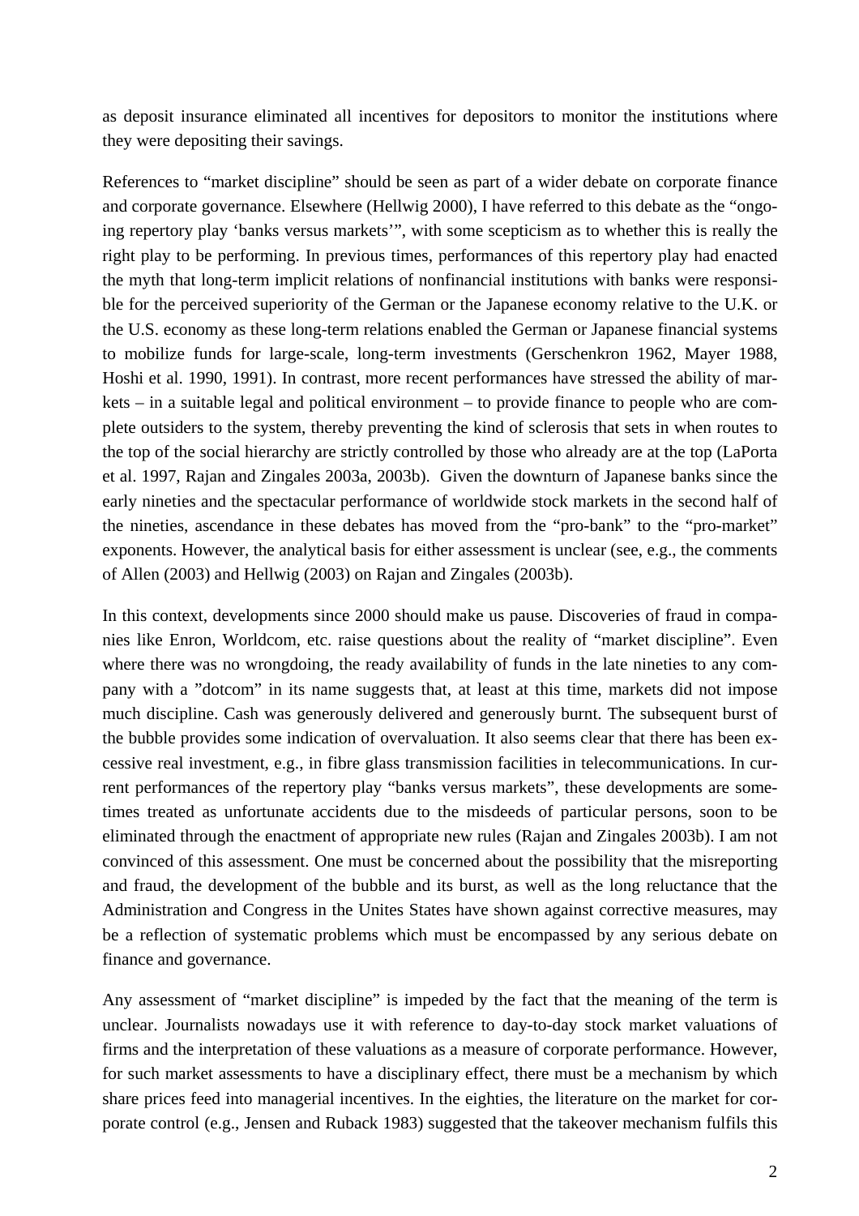as deposit insurance eliminated all incentives for depositors to monitor the institutions where they were depositing their savings.

References to "market discipline" should be seen as part of a wider debate on corporate finance and corporate governance. Elsewhere (Hellwig 2000), I have referred to this debate as the "ongoing repertory play 'banks versus markets'", with some scepticism as to whether this is really the right play to be performing. In previous times, performances of this repertory play had enacted the myth that long-term implicit relations of nonfinancial institutions with banks were responsible for the perceived superiority of the German or the Japanese economy relative to the U.K. or the U.S. economy as these long-term relations enabled the German or Japanese financial systems to mobilize funds for large-scale, long-term investments (Gerschenkron 1962, Mayer 1988, Hoshi et al. 1990, 1991). In contrast, more recent performances have stressed the ability of markets – in a suitable legal and political environment – to provide finance to people who are complete outsiders to the system, thereby preventing the kind of sclerosis that sets in when routes to the top of the social hierarchy are strictly controlled by those who already are at the top (LaPorta et al. 1997, Rajan and Zingales 2003a, 2003b). Given the downturn of Japanese banks since the early nineties and the spectacular performance of worldwide stock markets in the second half of the nineties, ascendance in these debates has moved from the "pro-bank" to the "pro-market" exponents. However, the analytical basis for either assessment is unclear (see, e.g., the comments of Allen (2003) and Hellwig (2003) on Rajan and Zingales (2003b).

In this context, developments since 2000 should make us pause. Discoveries of fraud in companies like Enron, Worldcom, etc. raise questions about the reality of "market discipline". Even where there was no wrongdoing, the ready availability of funds in the late nineties to any company with a "dotcom" in its name suggests that, at least at this time, markets did not impose much discipline. Cash was generously delivered and generously burnt. The subsequent burst of the bubble provides some indication of overvaluation. It also seems clear that there has been excessive real investment, e.g., in fibre glass transmission facilities in telecommunications. In current performances of the repertory play "banks versus markets", these developments are sometimes treated as unfortunate accidents due to the misdeeds of particular persons, soon to be eliminated through the enactment of appropriate new rules (Rajan and Zingales 2003b). I am not convinced of this assessment. One must be concerned about the possibility that the misreporting and fraud, the development of the bubble and its burst, as well as the long reluctance that the Administration and Congress in the Unites States have shown against corrective measures, may be a reflection of systematic problems which must be encompassed by any serious debate on finance and governance.

Any assessment of "market discipline" is impeded by the fact that the meaning of the term is unclear. Journalists nowadays use it with reference to day-to-day stock market valuations of firms and the interpretation of these valuations as a measure of corporate performance. However, for such market assessments to have a disciplinary effect, there must be a mechanism by which share prices feed into managerial incentives. In the eighties, the literature on the market for corporate control (e.g., Jensen and Ruback 1983) suggested that the takeover mechanism fulfils this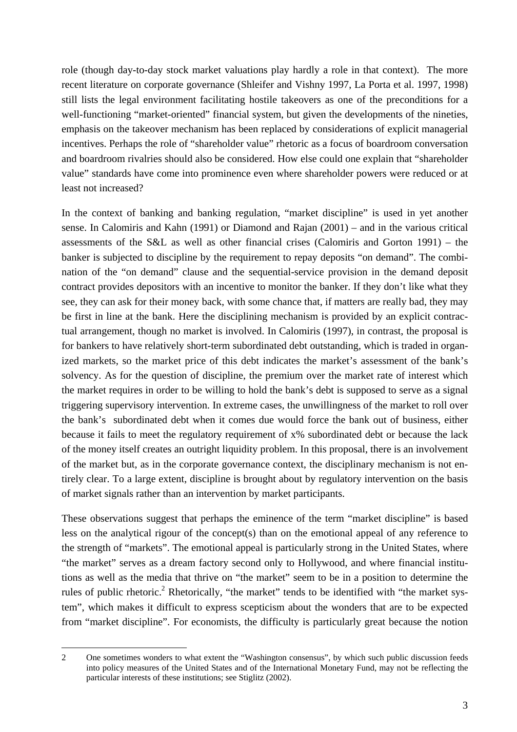role (though day-to-day stock market valuations play hardly a role in that context). The more recent literature on corporate governance (Shleifer and Vishny 1997, La Porta et al. 1997, 1998) still lists the legal environment facilitating hostile takeovers as one of the preconditions for a well-functioning "market-oriented" financial system, but given the developments of the nineties, emphasis on the takeover mechanism has been replaced by considerations of explicit managerial incentives. Perhaps the role of "shareholder value" rhetoric as a focus of boardroom conversation and boardroom rivalries should also be considered. How else could one explain that "shareholder value" standards have come into prominence even where shareholder powers were reduced or at least not increased?

In the context of banking and banking regulation, "market discipline" is used in yet another sense. In Calomiris and Kahn (1991) or Diamond and Rajan (2001) – and in the various critical assessments of the S&L as well as other financial crises (Calomiris and Gorton 1991) – the banker is subjected to discipline by the requirement to repay deposits "on demand". The combination of the "on demand" clause and the sequential-service provision in the demand deposit contract provides depositors with an incentive to monitor the banker. If they don't like what they see, they can ask for their money back, with some chance that, if matters are really bad, they may be first in line at the bank. Here the disciplining mechanism is provided by an explicit contractual arrangement, though no market is involved. In Calomiris (1997), in contrast, the proposal is for bankers to have relatively short-term subordinated debt outstanding, which is traded in organized markets, so the market price of this debt indicates the market's assessment of the bank's solvency. As for the question of discipline, the premium over the market rate of interest which the market requires in order to be willing to hold the bank's debt is supposed to serve as a signal triggering supervisory intervention. In extreme cases, the unwillingness of the market to roll over the bank's subordinated debt when it comes due would force the bank out of business, either because it fails to meet the regulatory requirement of x% subordinated debt or because the lack of the money itself creates an outright liquidity problem. In this proposal, there is an involvement of the market but, as in the corporate governance context, the disciplinary mechanism is not entirely clear. To a large extent, discipline is brought about by regulatory intervention on the basis of market signals rather than an intervention by market participants.

These observations suggest that perhaps the eminence of the term "market discipline" is based less on the analytical rigour of the concept(s) than on the emotional appeal of any reference to the strength of "markets". The emotional appeal is particularly strong in the United States, where "the market" serves as a dream factory second only to Hollywood, and where financial institutions as well as the media that thrive on "the market" seem to be in a position to determine the rules of public rhetoric.[2] Rhetorically, "the market" tends to be identified with "the market system", which makes it difficult to express scepticism about the wonders that are to be expected from "market discipline". For economists, the difficulty is particularly great because the notion

2 One sometimes wonders to what extent the "Washington consensus", by which such public discussion feeds into policy measures of the United States and of the International Monetary Fund, may not be reflecting the particular interests of these institutions; see Stiglitz (2002).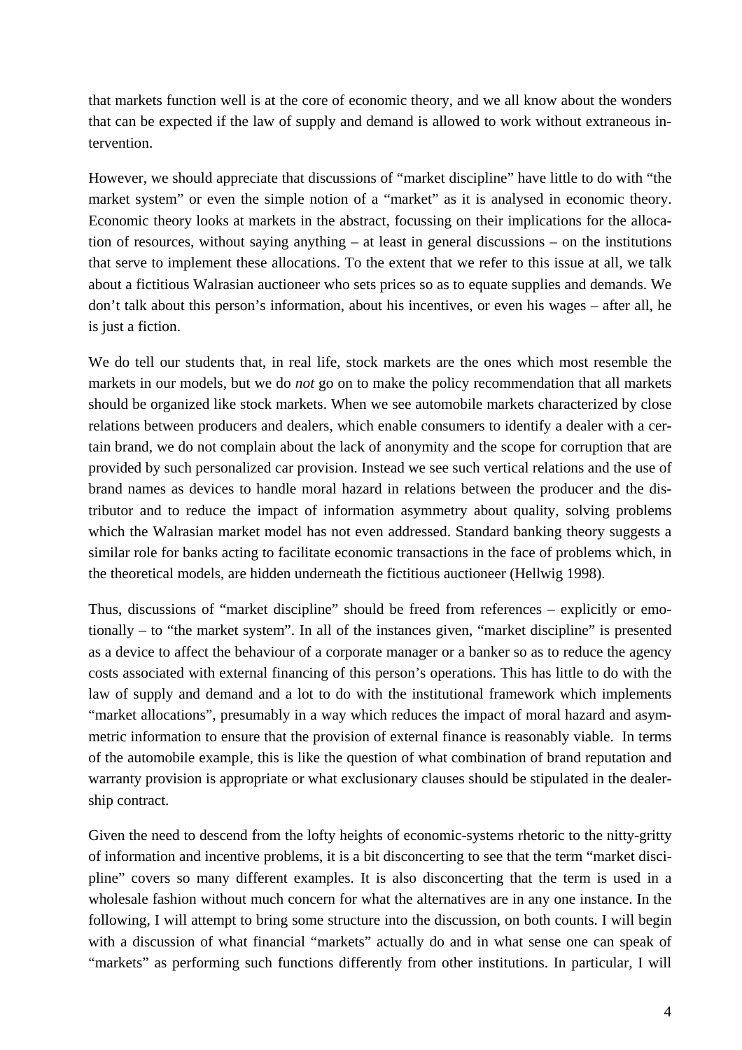that markets function well is at the core of economic theory, and we all know about the wonders that can be expected if the law of supply and demand is allowed to work without extraneous intervention.

However, we should appreciate that discussions of "market discipline" have little to do with "the market system" or even the simple notion of a "market" as it is analysed in economic theory. Economic theory looks at markets in the abstract, focussing on their implications for the allocation of resources, without saying anything – at least in general discussions – on the institutions that serve to implement these allocations. To the extent that we refer to this issue at all, we talk about a fictitious Walrasian auctioneer who sets prices so as to equate supplies and demands. We don't talk about this person's information, about his incentives, or even his wages – after all, he is just a fiction.

We do tell our students that, in real life, stock markets are the ones which most resemble the markets in our models, but we do *not* go on to make the policy recommendation that all markets should be organized like stock markets. When we see automobile markets characterized by close relations between producers and dealers, which enable consumers to identify a dealer with a certain brand, we do not complain about the lack of anonymity and the scope for corruption that are provided by such personalized car provision. Instead we see such vertical relations and the use of brand names as devices to handle moral hazard in relations between the producer and the distributor and to reduce the impact of information asymmetry about quality, solving problems which the Walrasian market model has not even addressed. Standard banking theory suggests a similar role for banks acting to facilitate economic transactions in the face of problems which, in the theoretical models, are hidden underneath the fictitious auctioneer (Hellwig 1998).

Thus, discussions of "market discipline" should be freed from references – explicitly or emotionally – to "the market system". In all of the instances given, "market discipline" is presented as a device to affect the behaviour of a corporate manager or a banker so as to reduce the agency costs associated with external financing of this person's operations. This has little to do with the law of supply and demand and a lot to do with the institutional framework which implements "market allocations", presumably in a way which reduces the impact of moral hazard and asymmetric information to ensure that the provision of external finance is reasonably viable. In terms of the automobile example, this is like the question of what combination of brand reputation and warranty provision is appropriate or what exclusionary clauses should be stipulated in the dealership contract.

Given the need to descend from the lofty heights of economic-systems rhetoric to the nitty-gritty of information and incentive problems, it is a bit disconcerting to see that the term "market discipline" covers so many different examples. It is also disconcerting that the term is used in a wholesale fashion without much concern for what the alternatives are in any one instance. In the following, I will attempt to bring some structure into the discussion, on both counts. I will begin with a discussion of what financial "markets" actually do and in what sense one can speak of "markets" as performing such functions differently from other institutions. In particular, I will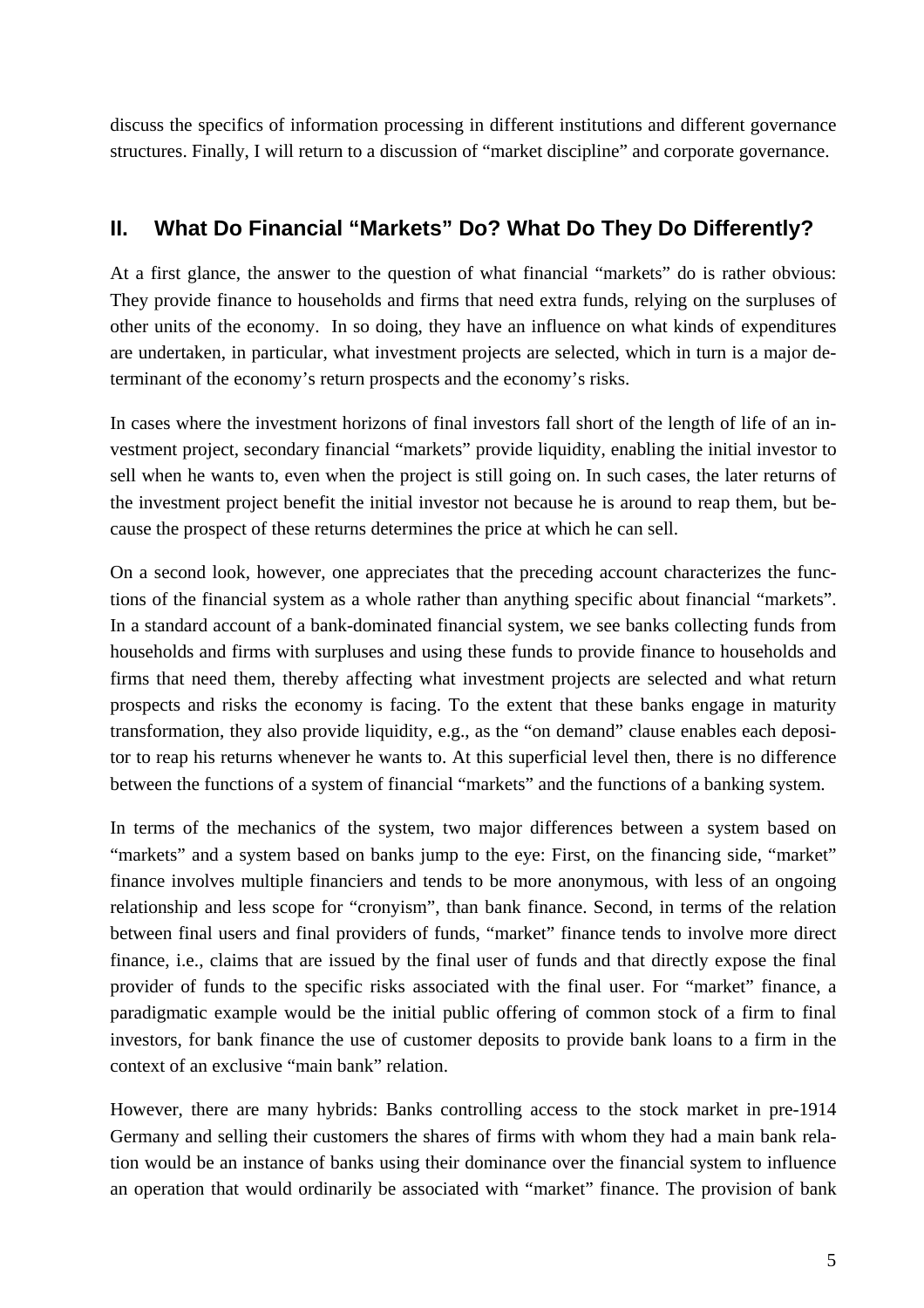discuss the specifics of information processing in different institutions and different governance structures. Finally, I will return to a discussion of "market discipline" and corporate governance.

## II. What Do Financial "Markets" Do? What Do They Do Differently?

At a first glance, the answer to the question of what financial "markets" do is rather obvious: They provide finance to households and firms that need extra funds, relying on the surpluses of other units of the economy. In so doing, they have an influence on what kinds of expenditures are undertaken, in particular, what investment projects are selected, which in turn is a major determinant of the economy's return prospects and the economy's risks.

In cases where the investment horizons of final investors fall short of the length of life of an investment project, secondary financial "markets" provide liquidity, enabling the initial investor to sell when he wants to, even when the project is still going on. In such cases, the later returns of the investment project benefit the initial investor not because he is around to reap them, but because the prospect of these returns determines the price at which he can sell.

On a second look, however, one appreciates that the preceding account characterizes the functions of the financial system as a whole rather than anything specific about financial "markets". In a standard account of a bank-dominated financial system, we see banks collecting funds from households and firms with surpluses and using these funds to provide finance to households and firms that need them, thereby affecting what investment projects are selected and what return prospects and risks the economy is facing. To the extent that these banks engage in maturity transformation, they also provide liquidity, e.g., as the "on demand" clause enables each depositor to reap his returns whenever he wants to. At this superficial level then, there is no difference between the functions of a system of financial "markets" and the functions of a banking system.

In terms of the mechanics of the system, two major differences between a system based on "markets" and a system based on banks jump to the eye: First, on the financing side, "market" finance involves multiple financiers and tends to be more anonymous, with less of an ongoing relationship and less scope for "cronyism", than bank finance. Second, in terms of the relation between final users and final providers of funds, "market" finance tends to involve more direct finance, i.e., claims that are issued by the final user of funds and that directly expose the final provider of funds to the specific risks associated with the final user. For "market" finance, a paradigmatic example would be the initial public offering of common stock of a firm to final investors, for bank finance the use of customer deposits to provide bank loans to a firm in the context of an exclusive "main bank" relation.

However, there are many hybrids: Banks controlling access to the stock market in pre-1914 Germany and selling their customers the shares of firms with whom they had a main bank relation would be an instance of banks using their dominance over the financial system to influence an operation that would ordinarily be associated with "market" finance. The provision of bank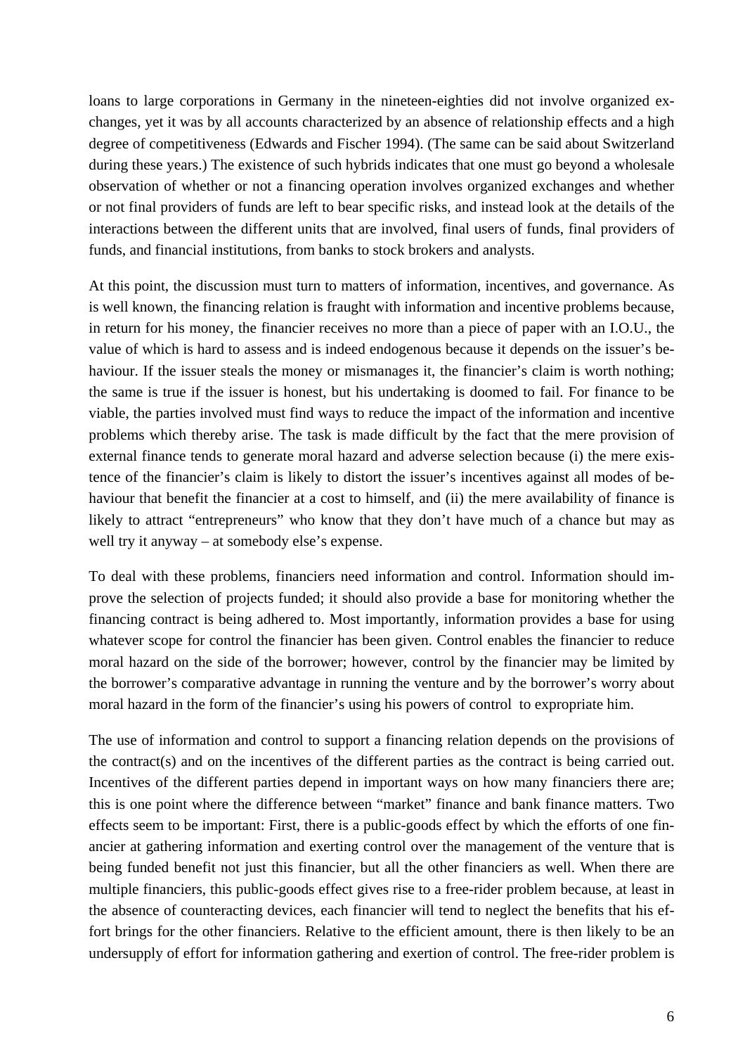loans to large corporations in Germany in the nineteen-eighties did not involve organized exchanges, yet it was by all accounts characterized by an absence of relationship effects and a high degree of competitiveness (Edwards and Fischer 1994). (The same can be said about Switzerland during these years.) The existence of such hybrids indicates that one must go beyond a wholesale observation of whether or not a financing operation involves organized exchanges and whether or not final providers of funds are left to bear specific risks, and instead look at the details of the interactions between the different units that are involved, final users of funds, final providers of funds, and financial institutions, from banks to stock brokers and analysts.

At this point, the discussion must turn to matters of information, incentives, and governance. As is well known, the financing relation is fraught with information and incentive problems because, in return for his money, the financier receives no more than a piece of paper with an I.O.U., the value of which is hard to assess and is indeed endogenous because it depends on the issuer's behaviour. If the issuer steals the money or mismanages it, the financier's claim is worth nothing; the same is true if the issuer is honest, but his undertaking is doomed to fail. For finance to be viable, the parties involved must find ways to reduce the impact of the information and incentive problems which thereby arise. The task is made difficult by the fact that the mere provision of external finance tends to generate moral hazard and adverse selection because (i) the mere existence of the financier's claim is likely to distort the issuer's incentives against all modes of behaviour that benefit the financier at a cost to himself, and (ii) the mere availability of finance is likely to attract "entrepreneurs" who know that they don't have much of a chance but may as well try it anyway – at somebody else's expense.

To deal with these problems, financiers need information and control. Information should improve the selection of projects funded; it should also provide a base for monitoring whether the financing contract is being adhered to. Most importantly, information provides a base for using whatever scope for control the financier has been given. Control enables the financier to reduce moral hazard on the side of the borrower; however, control by the financier may be limited by the borrower's comparative advantage in running the venture and by the borrower's worry about moral hazard in the form of the financier's using his powers of control to expropriate him.

The use of information and control to support a financing relation depends on the provisions of the contract(s) and on the incentives of the different parties as the contract is being carried out. Incentives of the different parties depend in important ways on how many financiers there are; this is one point where the difference between "market" finance and bank finance matters. Two effects seem to be important: First, there is a public-goods effect by which the efforts of one financier at gathering information and exerting control over the management of the venture that is being funded benefit not just this financier, but all the other financiers as well. When there are multiple financiers, this public-goods effect gives rise to a free-rider problem because, at least in the absence of counteracting devices, each financier will tend to neglect the benefits that his effort brings for the other financiers. Relative to the efficient amount, there is then likely to be an undersupply of effort for information gathering and exertion of control. The free-rider problem is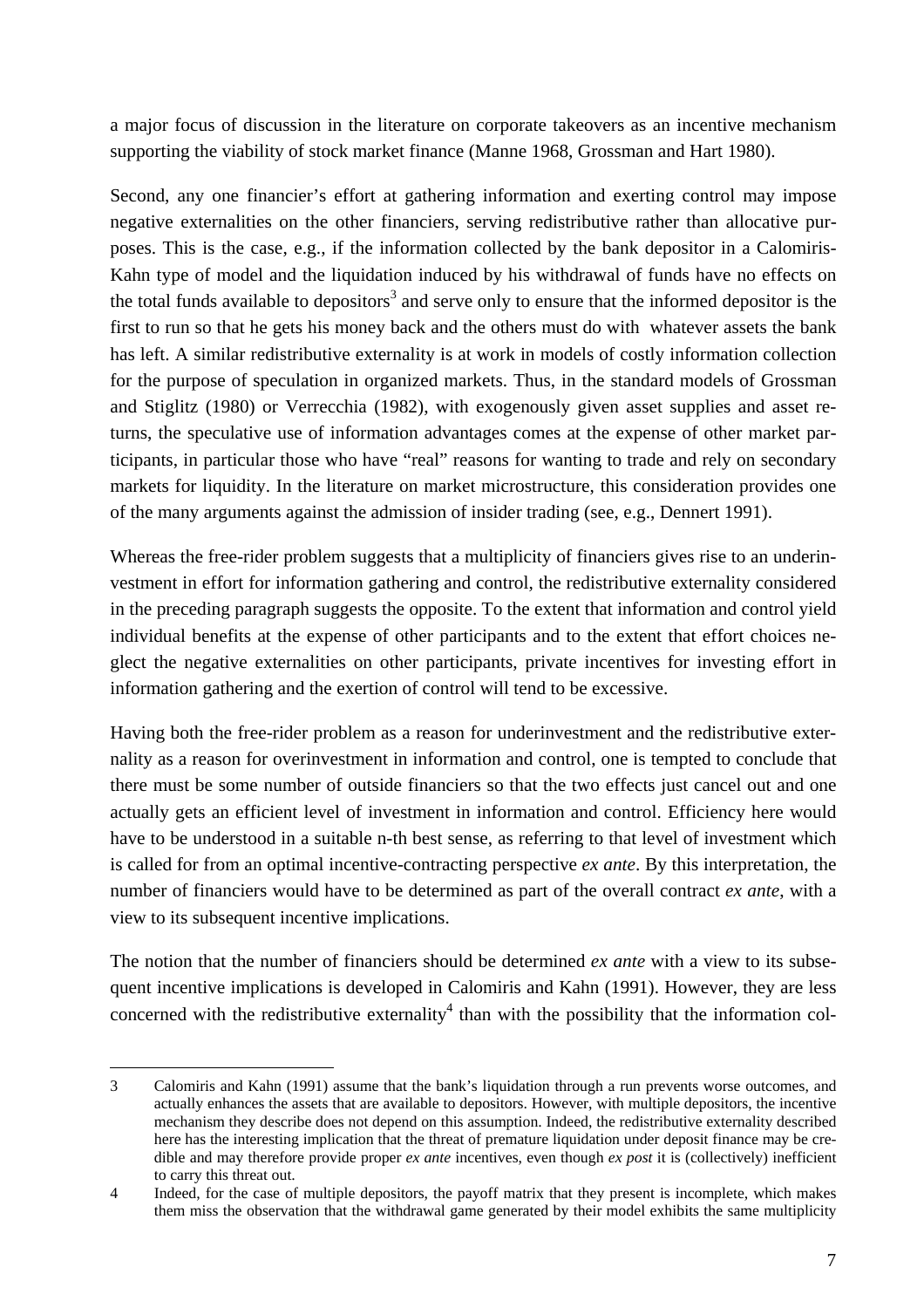a major focus of discussion in the literature on corporate takeovers as an incentive mechanism supporting the viability of stock market finance (Manne 1968, Grossman and Hart 1980).

Second, any one financier's effort at gathering information and exerting control may impose negative externalities on the other financiers, serving redistributive rather than allocative purposes. This is the case, e.g., if the information collected by the bank depositor in a Calomiris-Kahn type of model and the liquidation induced by his withdrawal of funds have no effects on the total funds available to depositors[3] and serve only to ensure that the informed depositor is the first to run so that he gets his money back and the others must do with whatever assets the bank has left. A similar redistributive externality is at work in models of costly information collection for the purpose of speculation in organized markets. Thus, in the standard models of Grossman and Stiglitz (1980) or Verrecchia (1982), with exogenously given asset supplies and asset returns, the speculative use of information advantages comes at the expense of other market participants, in particular those who have "real" reasons for wanting to trade and rely on secondary markets for liquidity. In the literature on market microstructure, this consideration provides one of the many arguments against the admission of insider trading (see, e.g., Dennert 1991).

Whereas the free-rider problem suggests that a multiplicity of financiers gives rise to an underinvestment in effort for information gathering and control, the redistributive externality considered in the preceding paragraph suggests the opposite. To the extent that information and control yield individual benefits at the expense of other participants and to the extent that effort choices neglect the negative externalities on other participants, private incentives for investing effort in information gathering and the exertion of control will tend to be excessive.

Having both the free-rider problem as a reason for underinvestment and the redistributive externality as a reason for overinvestment in information and control, one is tempted to conclude that there must be some number of outside financiers so that the two effects just cancel out and one actually gets an efficient level of investment in information and control. Efficiency here would have to be understood in a suitable n-th best sense, as referring to that level of investment which is called for from an optimal incentive-contracting perspective *ex ante*. By this interpretation, the number of financiers would have to be determined as part of the overall contract *ex ante*, with a view to its subsequent incentive implications.

The notion that the number of financiers should be determined *ex ante* with a view to its subsequent incentive implications is developed in Calomiris and Kahn (1991). However, they are less concerned with the redistributive externality[4] than with the possibility that the information col-

---

3 Calomiris and Kahn (1991) assume that the bank's liquidation through a run prevents worse outcomes, and actually enhances the assets that are available to depositors. However, with multiple depositors, the incentive mechanism they describe does not depend on this assumption. Indeed, the redistributive externality described here has the interesting implication that the threat of premature liquidation under deposit finance may be credible and may therefore provide proper *ex ante* incentives, even though *ex post* it is (collectively) inefficient to carry this threat out.

4 Indeed, for the case of multiple depositors, the payoff matrix that they present is incomplete, which makes them miss the observation that the withdrawal game generated by their model exhibits the same multiplicity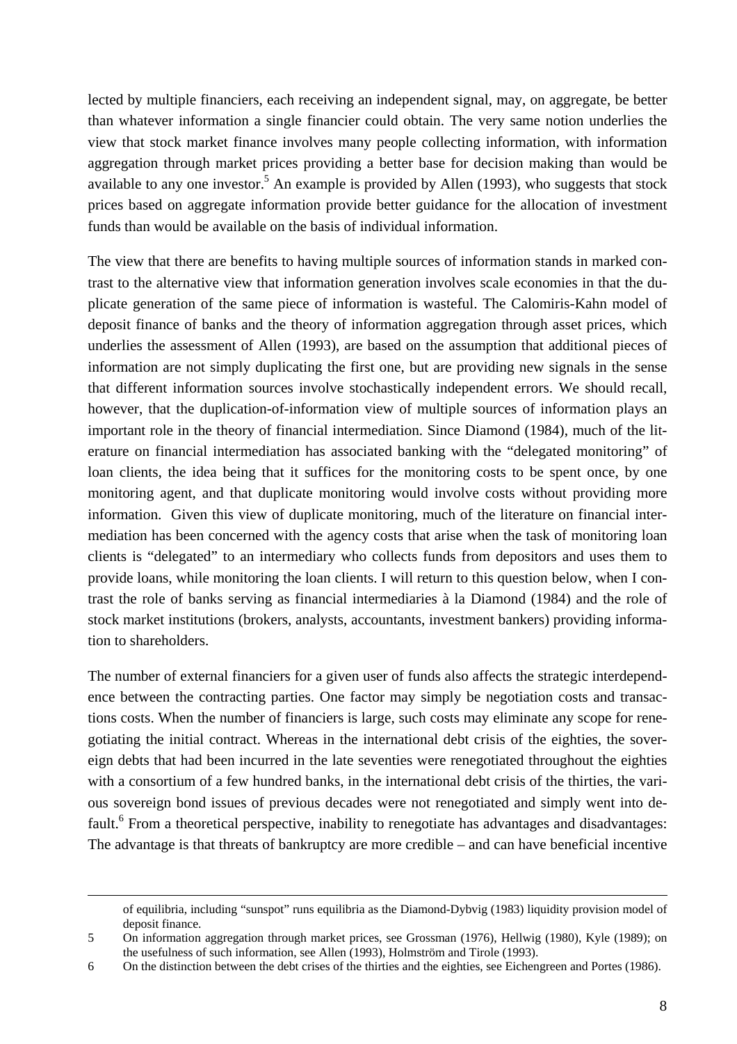lected by multiple financiers, each receiving an independent signal, may, on aggregate, be better than whatever information a single financier could obtain. The very same notion underlies the view that stock market finance involves many people collecting information, with information aggregation through market prices providing a better base for decision making than would be available to any one investor.[5] An example is provided by Allen (1993), who suggests that stock prices based on aggregate information provide better guidance for the allocation of investment funds than would be available on the basis of individual information.

The view that there are benefits to having multiple sources of information stands in marked contrast to the alternative view that information generation involves scale economies in that the duplicate generation of the same piece of information is wasteful. The Calomiris-Kahn model of deposit finance of banks and the theory of information aggregation through asset prices, which underlies the assessment of Allen (1993), are based on the assumption that additional pieces of information are not simply duplicating the first one, but are providing new signals in the sense that different information sources involve stochastically independent errors. We should recall, however, that the duplication-of-information view of multiple sources of information plays an important role in the theory of financial intermediation. Since Diamond (1984), much of the literature on financial intermediation has associated banking with the "delegated monitoring" of loan clients, the idea being that it suffices for the monitoring costs to be spent once, by one monitoring agent, and that duplicate monitoring would involve costs without providing more information. Given this view of duplicate monitoring, much of the literature on financial intermediation has been concerned with the agency costs that arise when the task of monitoring loan clients is "delegated" to an intermediary who collects funds from depositors and uses them to provide loans, while monitoring the loan clients. I will return to this question below, when I contrast the role of banks serving as financial intermediaries à la Diamond (1984) and the role of stock market institutions (brokers, analysts, accountants, investment bankers) providing information to shareholders.

The number of external financiers for a given user of funds also affects the strategic interdependence between the contracting parties. One factor may simply be negotiation costs and transactions costs. When the number of financiers is large, such costs may eliminate any scope for renegotiating the initial contract. Whereas in the international debt crisis of the eighties, the sovereign debts that had been incurred in the late seventies were renegotiated throughout the eighties with a consortium of a few hundred banks, in the international debt crisis of the thirties, the various sovereign bond issues of previous decades were not renegotiated and simply went into default.[6] From a theoretical perspective, inability to renegotiate has advantages and disadvantages: The advantage is that threats of bankruptcy are more credible – and can have beneficial incentive

of equilibria, including "sunspot" runs equilibria as the Diamond-Dybvig (1983) liquidity provision model of deposit finance.

5 On information aggregation through market prices, see Grossman (1976), Hellwig (1980), Kyle (1989); on the usefulness of such information, see Allen (1993), Holmström and Tirole (1993).

6 On the distinction between the debt crises of the thirties and the eighties, see Eichengreen and Portes (1986).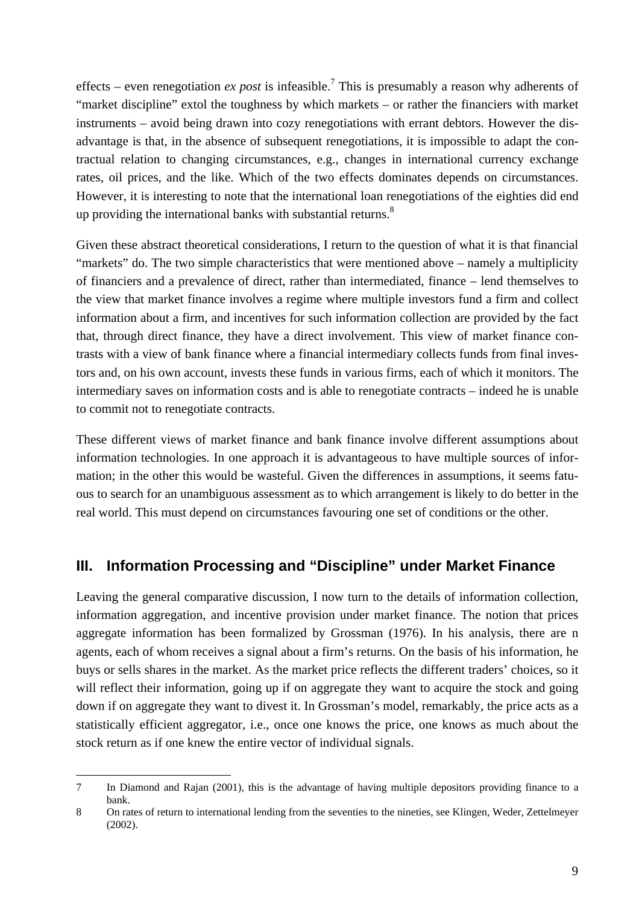effects – even renegotiation *ex post* is infeasible.[7] This is presumably a reason why adherents of "market discipline" extol the toughness by which markets – or rather the financiers with market instruments – avoid being drawn into cozy renegotiations with errant debtors. However the disadvantage is that, in the absence of subsequent renegotiations, it is impossible to adapt the contractual relation to changing circumstances, e.g., changes in international currency exchange rates, oil prices, and the like. Which of the two effects dominates depends on circumstances. However, it is interesting to note that the international loan renegotiations of the eighties did end up providing the international banks with substantial returns.[8]

Given these abstract theoretical considerations, I return to the question of what it is that financial "markets" do. The two simple characteristics that were mentioned above – namely a multiplicity of financiers and a prevalence of direct, rather than intermediated, finance – lend themselves to the view that market finance involves a regime where multiple investors fund a firm and collect information about a firm, and incentives for such information collection are provided by the fact that, through direct finance, they have a direct involvement. This view of market finance contrasts with a view of bank finance where a financial intermediary collects funds from final investors and, on his own account, invests these funds in various firms, each of which it monitors. The intermediary saves on information costs and is able to renegotiate contracts – indeed he is unable to commit not to renegotiate contracts.

These different views of market finance and bank finance involve different assumptions about information technologies. In one approach it is advantageous to have multiple sources of information; in the other this would be wasteful. Given the differences in assumptions, it seems fatuous to search for an unambiguous assessment as to which arrangement is likely to do better in the real world. This must depend on circumstances favouring one set of conditions or the other.

## III. Information Processing and "Discipline" under Market Finance

Leaving the general comparative discussion, I now turn to the details of information collection, information aggregation, and incentive provision under market finance. The notion that prices aggregate information has been formalized by Grossman (1976). In his analysis, there are n agents, each of whom receives a signal about a firm's returns. On the basis of his information, he buys or sells shares in the market. As the market price reflects the different traders' choices, so it will reflect their information, going up if on aggregate they want to acquire the stock and going down if on aggregate they want to divest it. In Grossman's model, remarkably, the price acts as a statistically efficient aggregator, i.e., once one knows the price, one knows as much about the stock return as if one knew the entire vector of individual signals.

---

7 In Diamond and Rajan (2001), this is the advantage of having multiple depositors providing finance to a bank.

8 On rates of return to international lending from the seventies to the nineties, see Klingen, Weder, Zettelmeyer (2002).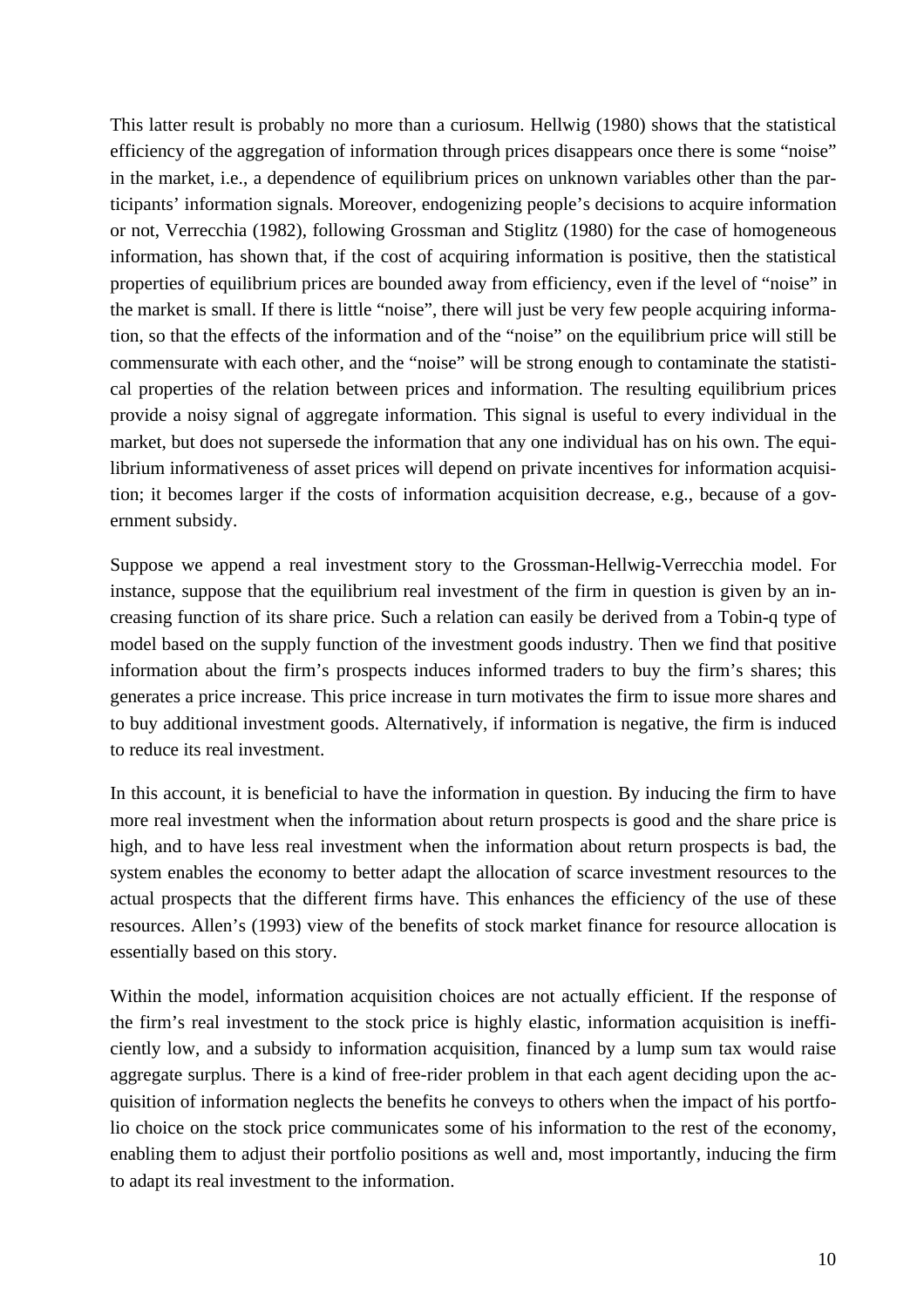This latter result is probably no more than a curiosum. Hellwig (1980) shows that the statistical efficiency of the aggregation of information through prices disappears once there is some "noise" in the market, i.e., a dependence of equilibrium prices on unknown variables other than the participants' information signals. Moreover, endogenizing people's decisions to acquire information or not, Verrecchia (1982), following Grossman and Stiglitz (1980) for the case of homogeneous information, has shown that, if the cost of acquiring information is positive, then the statistical properties of equilibrium prices are bounded away from efficiency, even if the level of "noise" in the market is small. If there is little "noise", there will just be very few people acquiring information, so that the effects of the information and of the "noise" on the equilibrium price will still be commensurate with each other, and the "noise" will be strong enough to contaminate the statistical properties of the relation between prices and information. The resulting equilibrium prices provide a noisy signal of aggregate information. This signal is useful to every individual in the market, but does not supersede the information that any one individual has on his own. The equilibrium informativeness of asset prices will depend on private incentives for information acquisition; it becomes larger if the costs of information acquisition decrease, e.g., because of a government subsidy.

Suppose we append a real investment story to the Grossman-Hellwig-Verrecchia model. For instance, suppose that the equilibrium real investment of the firm in question is given by an increasing function of its share price. Such a relation can easily be derived from a Tobin-q type of model based on the supply function of the investment goods industry. Then we find that positive information about the firm's prospects induces informed traders to buy the firm's shares; this generates a price increase. This price increase in turn motivates the firm to issue more shares and to buy additional investment goods. Alternatively, if information is negative, the firm is induced to reduce its real investment.

In this account, it is beneficial to have the information in question. By inducing the firm to have more real investment when the information about return prospects is good and the share price is high, and to have less real investment when the information about return prospects is bad, the system enables the economy to better adapt the allocation of scarce investment resources to the actual prospects that the different firms have. This enhances the efficiency of the use of these resources. Allen's (1993) view of the benefits of stock market finance for resource allocation is essentially based on this story.

Within the model, information acquisition choices are not actually efficient. If the response of the firm's real investment to the stock price is highly elastic, information acquisition is inefficiently low, and a subsidy to information acquisition, financed by a lump sum tax would raise aggregate surplus. There is a kind of free-rider problem in that each agent deciding upon the acquisition of information neglects the benefits he conveys to others when the impact of his portfolio choice on the stock price communicates some of his information to the rest of the economy, enabling them to adjust their portfolio positions as well and, most importantly, inducing the firm to adapt its real investment to the information.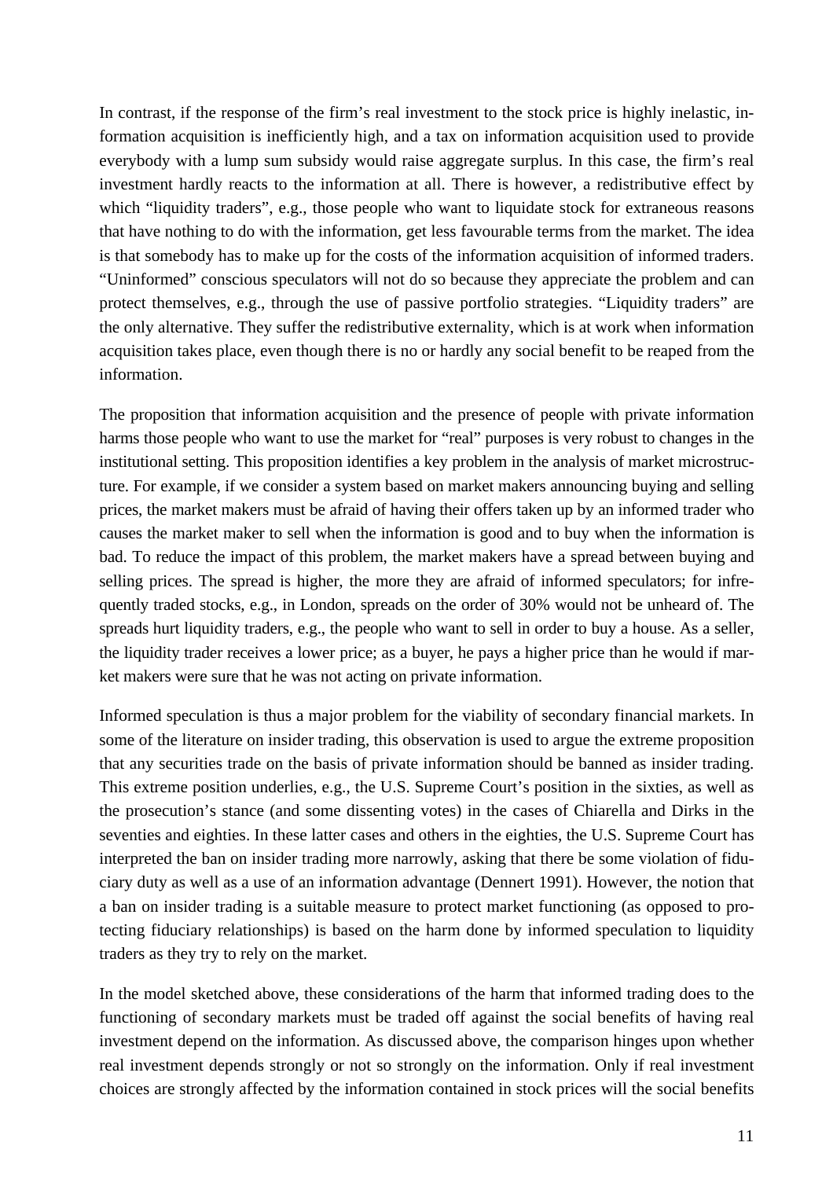In contrast, if the response of the firm's real investment to the stock price is highly inelastic, information acquisition is inefficiently high, and a tax on information acquisition used to provide everybody with a lump sum subsidy would raise aggregate surplus. In this case, the firm's real investment hardly reacts to the information at all. There is however, a redistributive effect by which "liquidity traders", e.g., those people who want to liquidate stock for extraneous reasons that have nothing to do with the information, get less favourable terms from the market. The idea is that somebody has to make up for the costs of the information acquisition of informed traders. "Uninformed" conscious speculators will not do so because they appreciate the problem and can protect themselves, e.g., through the use of passive portfolio strategies. "Liquidity traders" are the only alternative. They suffer the redistributive externality, which is at work when information acquisition takes place, even though there is no or hardly any social benefit to be reaped from the information.

The proposition that information acquisition and the presence of people with private information harms those people who want to use the market for "real" purposes is very robust to changes in the institutional setting. This proposition identifies a key problem in the analysis of market microstructure. For example, if we consider a system based on market makers announcing buying and selling prices, the market makers must be afraid of having their offers taken up by an informed trader who causes the market maker to sell when the information is good and to buy when the information is bad. To reduce the impact of this problem, the market makers have a spread between buying and selling prices. The spread is higher, the more they are afraid of informed speculators; for infrequently traded stocks, e.g., in London, spreads on the order of 30% would not be unheard of. The spreads hurt liquidity traders, e.g., the people who want to sell in order to buy a house. As a seller, the liquidity trader receives a lower price; as a buyer, he pays a higher price than he would if market makers were sure that he was not acting on private information.

Informed speculation is thus a major problem for the viability of secondary financial markets. In some of the literature on insider trading, this observation is used to argue the extreme proposition that any securities trade on the basis of private information should be banned as insider trading. This extreme position underlies, e.g., the U.S. Supreme Court's position in the sixties, as well as the prosecution's stance (and some dissenting votes) in the cases of Chiarella and Dirks in the seventies and eighties. In these latter cases and others in the eighties, the U.S. Supreme Court has interpreted the ban on insider trading more narrowly, asking that there be some violation of fiduciary duty as well as a use of an information advantage (Dennert 1991). However, the notion that a ban on insider trading is a suitable measure to protect market functioning (as opposed to protecting fiduciary relationships) is based on the harm done by informed speculation to liquidity traders as they try to rely on the market.

In the model sketched above, these considerations of the harm that informed trading does to the functioning of secondary markets must be traded off against the social benefits of having real investment depend on the information. As discussed above, the comparison hinges upon whether real investment depends strongly or not so strongly on the information. Only if real investment choices are strongly affected by the information contained in stock prices will the social benefits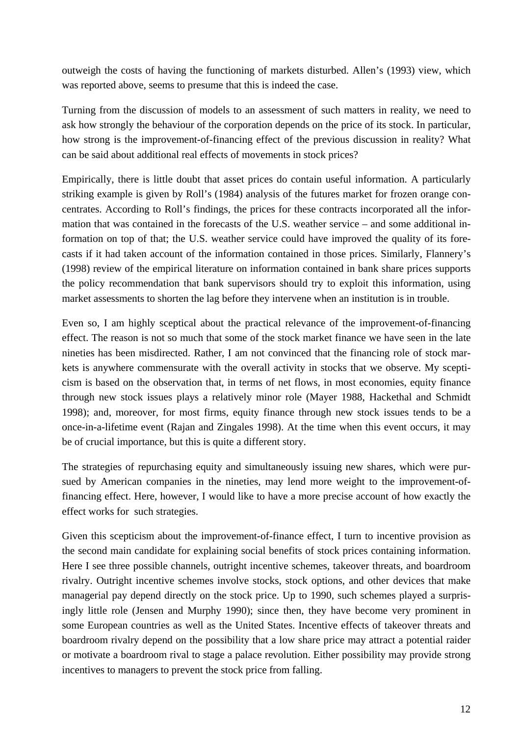outweigh the costs of having the functioning of markets disturbed. Allen's (1993) view, which was reported above, seems to presume that this is indeed the case.

Turning from the discussion of models to an assessment of such matters in reality, we need to ask how strongly the behaviour of the corporation depends on the price of its stock. In particular, how strong is the improvement-of-financing effect of the previous discussion in reality? What can be said about additional real effects of movements in stock prices?

Empirically, there is little doubt that asset prices do contain useful information. A particularly striking example is given by Roll's (1984) analysis of the futures market for frozen orange concentrates. According to Roll's findings, the prices for these contracts incorporated all the information that was contained in the forecasts of the U.S. weather service – and some additional information on top of that; the U.S. weather service could have improved the quality of its forecasts if it had taken account of the information contained in those prices. Similarly, Flannery's (1998) review of the empirical literature on information contained in bank share prices supports the policy recommendation that bank supervisors should try to exploit this information, using market assessments to shorten the lag before they intervene when an institution is in trouble.

Even so, I am highly sceptical about the practical relevance of the improvement-of-financing effect. The reason is not so much that some of the stock market finance we have seen in the late nineties has been misdirected. Rather, I am not convinced that the financing role of stock markets is anywhere commensurate with the overall activity in stocks that we observe. My scepticism is based on the observation that, in terms of net flows, in most economies, equity finance through new stock issues plays a relatively minor role (Mayer 1988, Hackethal and Schmidt 1998); and, moreover, for most firms, equity finance through new stock issues tends to be a once-in-a-lifetime event (Rajan and Zingales 1998). At the time when this event occurs, it may be of crucial importance, but this is quite a different story.

The strategies of repurchasing equity and simultaneously issuing new shares, which were pursued by American companies in the nineties, may lend more weight to the improvement-of-financing effect. Here, however, I would like to have a more precise account of how exactly the effect works for such strategies.

Given this scepticism about the improvement-of-finance effect, I turn to incentive provision as the second main candidate for explaining social benefits of stock prices containing information. Here I see three possible channels, outright incentive schemes, takeover threats, and boardroom rivalry. Outright incentive schemes involve stocks, stock options, and other devices that make managerial pay depend directly on the stock price. Up to 1990, such schemes played a surprisingly little role (Jensen and Murphy 1990); since then, they have become very prominent in some European countries as well as the United States. Incentive effects of takeover threats and boardroom rivalry depend on the possibility that a low share price may attract a potential raider or motivate a boardroom rival to stage a palace revolution. Either possibility may provide strong incentives to managers to prevent the stock price from falling.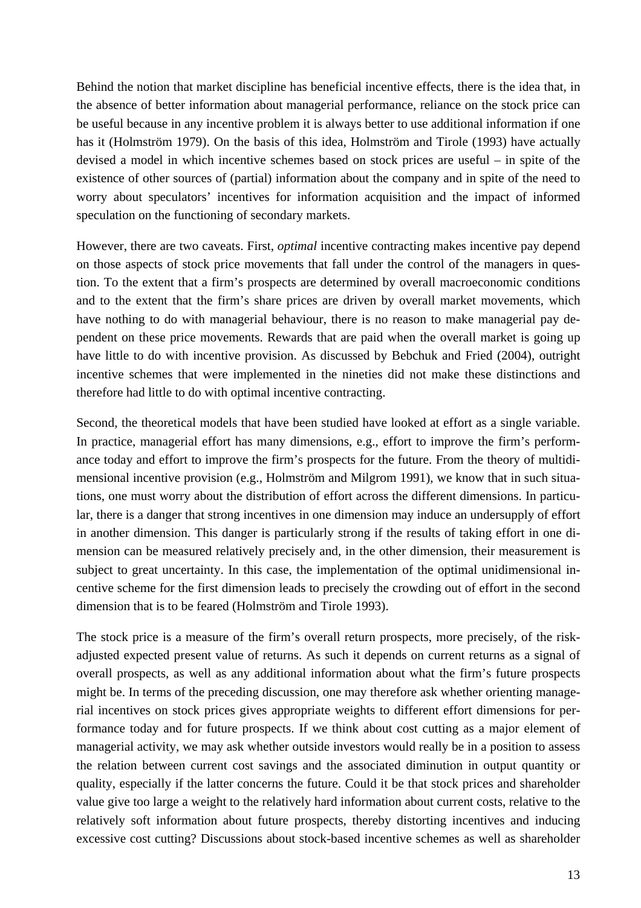Behind the notion that market discipline has beneficial incentive effects, there is the idea that, in the absence of better information about managerial performance, reliance on the stock price can be useful because in any incentive problem it is always better to use additional information if one has it (Holmström 1979). On the basis of this idea, Holmström and Tirole (1993) have actually devised a model in which incentive schemes based on stock prices are useful – in spite of the existence of other sources of (partial) information about the company and in spite of the need to worry about speculators' incentives for information acquisition and the impact of informed speculation on the functioning of secondary markets.

However, there are two caveats. First, *optimal* incentive contracting makes incentive pay depend on those aspects of stock price movements that fall under the control of the managers in question. To the extent that a firm's prospects are determined by overall macroeconomic conditions and to the extent that the firm's share prices are driven by overall market movements, which have nothing to do with managerial behaviour, there is no reason to make managerial pay dependent on these price movements. Rewards that are paid when the overall market is going up have little to do with incentive provision. As discussed by Bebchuk and Fried (2004), outright incentive schemes that were implemented in the nineties did not make these distinctions and therefore had little to do with optimal incentive contracting.

Second, the theoretical models that have been studied have looked at effort as a single variable. In practice, managerial effort has many dimensions, e.g., effort to improve the firm's performance today and effort to improve the firm's prospects for the future. From the theory of multidimensional incentive provision (e.g., Holmström and Milgrom 1991), we know that in such situations, one must worry about the distribution of effort across the different dimensions. In particular, there is a danger that strong incentives in one dimension may induce an undersupply of effort in another dimension. This danger is particularly strong if the results of taking effort in one dimension can be measured relatively precisely and, in the other dimension, their measurement is subject to great uncertainty. In this case, the implementation of the optimal unidimensional incentive scheme for the first dimension leads to precisely the crowding out of effort in the second dimension that is to be feared (Holmström and Tirole 1993).

The stock price is a measure of the firm's overall return prospects, more precisely, of the risk-adjusted expected present value of returns. As such it depends on current returns as a signal of overall prospects, as well as any additional information about what the firm's future prospects might be. In terms of the preceding discussion, one may therefore ask whether orienting managerial incentives on stock prices gives appropriate weights to different effort dimensions for performance today and for future prospects. If we think about cost cutting as a major element of managerial activity, we may ask whether outside investors would really be in a position to assess the relation between current cost savings and the associated diminution in output quantity or quality, especially if the latter concerns the future. Could it be that stock prices and shareholder value give too large a weight to the relatively hard information about current costs, relative to the relatively soft information about future prospects, thereby distorting incentives and inducing excessive cost cutting? Discussions about stock-based incentive schemes as well as shareholder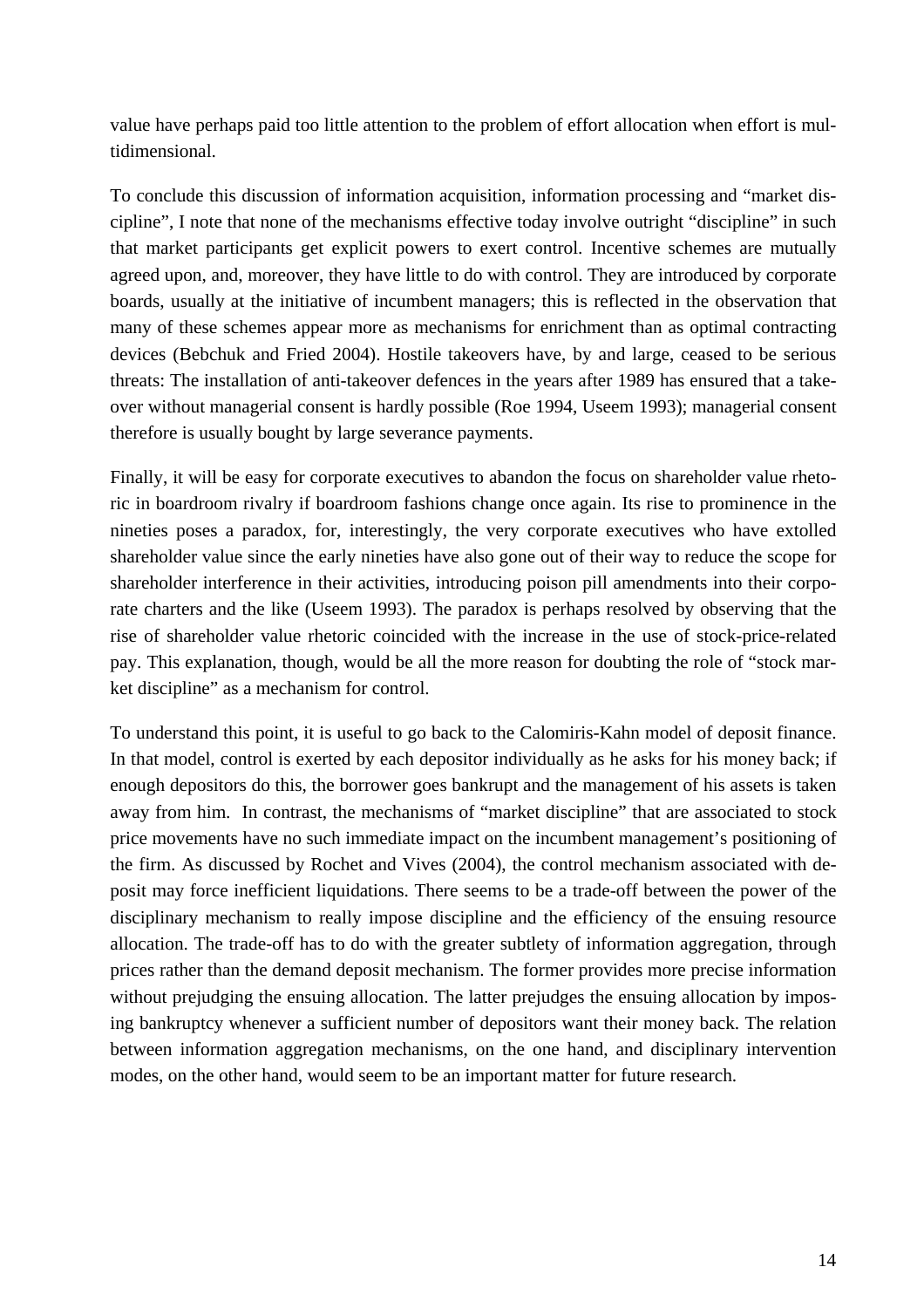value have perhaps paid too little attention to the problem of effort allocation when effort is multidimensional.

To conclude this discussion of information acquisition, information processing and "market discipline", I note that none of the mechanisms effective today involve outright "discipline" in such that market participants get explicit powers to exert control. Incentive schemes are mutually agreed upon, and, moreover, they have little to do with control. They are introduced by corporate boards, usually at the initiative of incumbent managers; this is reflected in the observation that many of these schemes appear more as mechanisms for enrichment than as optimal contracting devices (Bebchuk and Fried 2004). Hostile takeovers have, by and large, ceased to be serious threats: The installation of anti-takeover defences in the years after 1989 has ensured that a takeover without managerial consent is hardly possible (Roe 1994, Useem 1993); managerial consent therefore is usually bought by large severance payments.

Finally, it will be easy for corporate executives to abandon the focus on shareholder value rhetoric in boardroom rivalry if boardroom fashions change once again. Its rise to prominence in the nineties poses a paradox, for, interestingly, the very corporate executives who have extolled shareholder value since the early nineties have also gone out of their way to reduce the scope for shareholder interference in their activities, introducing poison pill amendments into their corporate charters and the like (Useem 1993). The paradox is perhaps resolved by observing that the rise of shareholder value rhetoric coincided with the increase in the use of stock-price-related pay. This explanation, though, would be all the more reason for doubting the role of "stock market discipline" as a mechanism for control.

To understand this point, it is useful to go back to the Calomiris-Kahn model of deposit finance. In that model, control is exerted by each depositor individually as he asks for his money back; if enough depositors do this, the borrower goes bankrupt and the management of his assets is taken away from him. In contrast, the mechanisms of "market discipline" that are associated to stock price movements have no such immediate impact on the incumbent management's positioning of the firm. As discussed by Rochet and Vives (2004), the control mechanism associated with deposit may force inefficient liquidations. There seems to be a trade-off between the power of the disciplinary mechanism to really impose discipline and the efficiency of the ensuing resource allocation. The trade-off has to do with the greater subtlety of information aggregation, through prices rather than the demand deposit mechanism. The former provides more precise information without prejudging the ensuing allocation. The latter prejudges the ensuing allocation by imposing bankruptcy whenever a sufficient number of depositors want their money back. The relation between information aggregation mechanisms, on the one hand, and disciplinary intervention modes, on the other hand, would seem to be an important matter for future research.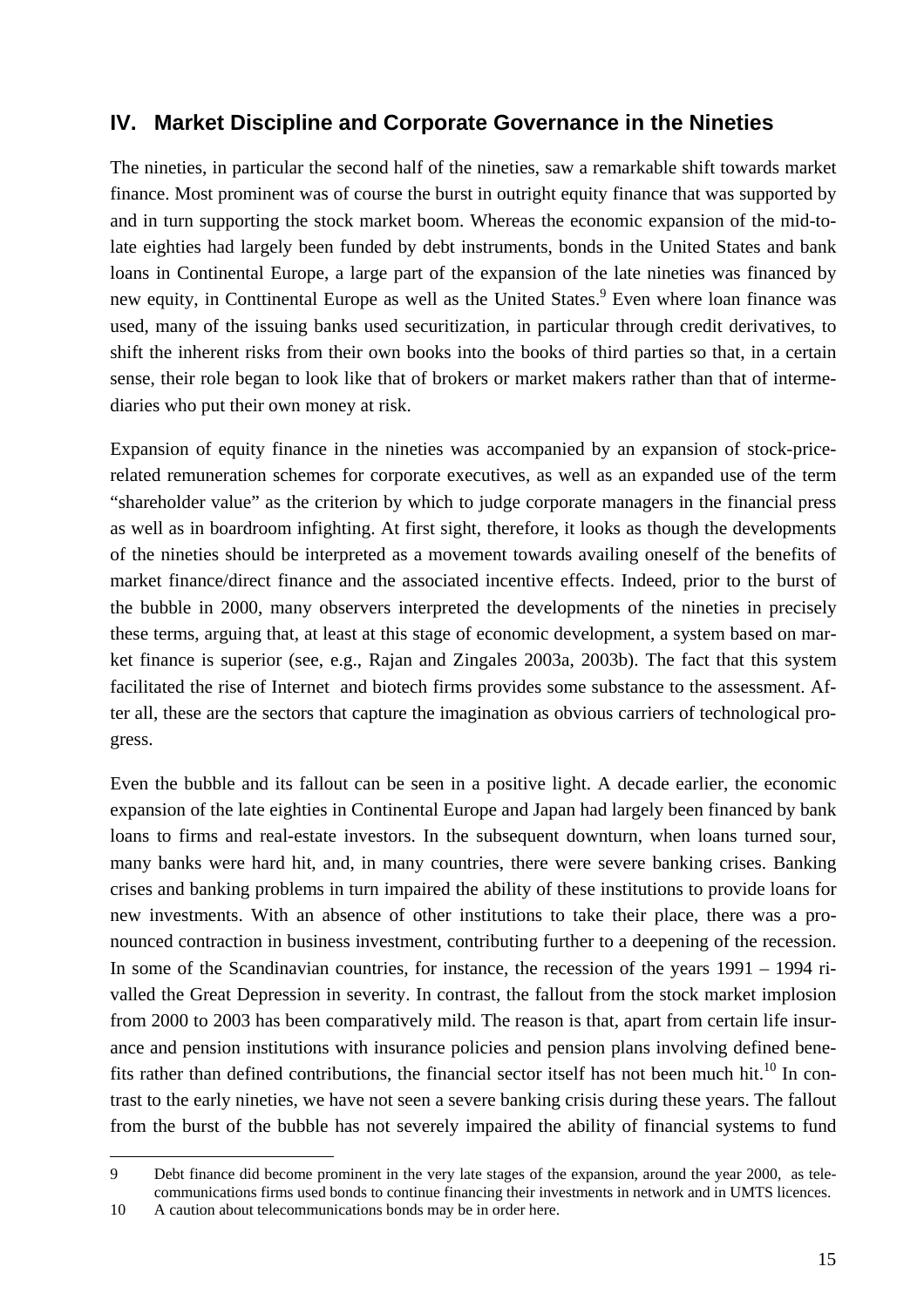## IV. Market Discipline and Corporate Governance in the Nineties

The nineties, in particular the second half of the nineties, saw a remarkable shift towards market finance. Most prominent was of course the burst in outright equity finance that was supported by and in turn supporting the stock market boom. Whereas the economic expansion of the mid-to-late eighties had largely been funded by debt instruments, bonds in the United States and bank loans in Continental Europe, a large part of the expansion of the late nineties was financed by new equity, in Conttinental Europe as well as the United States.[9] Even where loan finance was used, many of the issuing banks used securitization, in particular through credit derivatives, to shift the inherent risks from their own books into the books of third parties so that, in a certain sense, their role began to look like that of brokers or market makers rather than that of intermediaries who put their own money at risk.

Expansion of equity finance in the nineties was accompanied by an expansion of stock-price-related remuneration schemes for corporate executives, as well as an expanded use of the term "shareholder value" as the criterion by which to judge corporate managers in the financial press as well as in boardroom infighting. At first sight, therefore, it looks as though the developments of the nineties should be interpreted as a movement towards availing oneself of the benefits of market finance/direct finance and the associated incentive effects. Indeed, prior to the burst of the bubble in 2000, many observers interpreted the developments of the nineties in precisely these terms, arguing that, at least at this stage of economic development, a system based on market finance is superior (see, e.g., Rajan and Zingales 2003a, 2003b). The fact that this system facilitated the rise of Internet and biotech firms provides some substance to the assessment. After all, these are the sectors that capture the imagination as obvious carriers of technological progress.

Even the bubble and its fallout can be seen in a positive light. A decade earlier, the economic expansion of the late eighties in Continental Europe and Japan had largely been financed by bank loans to firms and real-estate investors. In the subsequent downturn, when loans turned sour, many banks were hard hit, and, in many countries, there were severe banking crises. Banking crises and banking problems in turn impaired the ability of these institutions to provide loans for new investments. With an absence of other institutions to take their place, there was a pronounced contraction in business investment, contributing further to a deepening of the recession. In some of the Scandinavian countries, for instance, the recession of the years 1991 – 1994 rivalled the Great Depression in severity. In contrast, the fallout from the stock market implosion from 2000 to 2003 has been comparatively mild. The reason is that, apart from certain life insurance and pension institutions with insurance policies and pension plans involving defined benefits rather than defined contributions, the financial sector itself has not been much hit.[10] In contrast to the early nineties, we have not seen a severe banking crisis during these years. The fallout from the burst of the bubble has not severely impaired the ability of financial systems to fund

---

9 Debt finance did become prominent in the very late stages of the expansion, around the year 2000, as telecommunications firms used bonds to continue financing their investments in network and in UMTS licences.

10 A caution about telecommunications bonds may be in order here.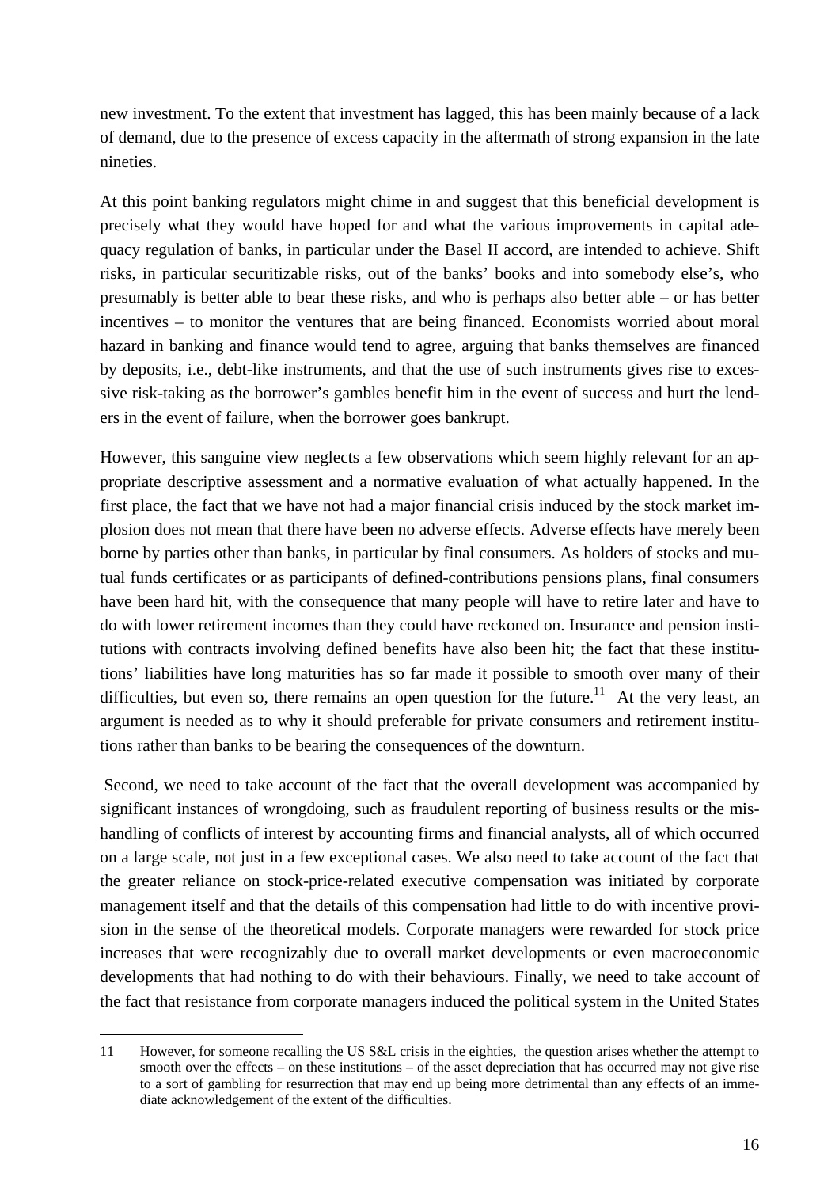new investment. To the extent that investment has lagged, this has been mainly because of a lack of demand, due to the presence of excess capacity in the aftermath of strong expansion in the late nineties.

At this point banking regulators might chime in and suggest that this beneficial development is precisely what they would have hoped for and what the various improvements in capital adequacy regulation of banks, in particular under the Basel II accord, are intended to achieve. Shift risks, in particular securitizable risks, out of the banks' books and into somebody else's, who presumably is better able to bear these risks, and who is perhaps also better able – or has better incentives – to monitor the ventures that are being financed. Economists worried about moral hazard in banking and finance would tend to agree, arguing that banks themselves are financed by deposits, i.e., debt-like instruments, and that the use of such instruments gives rise to excessive risk-taking as the borrower's gambles benefit him in the event of success and hurt the lenders in the event of failure, when the borrower goes bankrupt.

However, this sanguine view neglects a few observations which seem highly relevant for an appropriate descriptive assessment and a normative evaluation of what actually happened. In the first place, the fact that we have not had a major financial crisis induced by the stock market implosion does not mean that there have been no adverse effects. Adverse effects have merely been borne by parties other than banks, in particular by final consumers. As holders of stocks and mutual funds certificates or as participants of defined-contributions pensions plans, final consumers have been hard hit, with the consequence that many people will have to retire later and have to do with lower retirement incomes than they could have reckoned on. Insurance and pension institutions with contracts involving defined benefits have also been hit; the fact that these institutions' liabilities have long maturities has so far made it possible to smooth over many of their difficulties, but even so, there remains an open question for the future.[11] At the very least, an argument is needed as to why it should preferable for private consumers and retirement institutions rather than banks to be bearing the consequences of the downturn.

Second, we need to take account of the fact that the overall development was accompanied by significant instances of wrongdoing, such as fraudulent reporting of business results or the mishandling of conflicts of interest by accounting firms and financial analysts, all of which occurred on a large scale, not just in a few exceptional cases. We also need to take account of the fact that the greater reliance on stock-price-related executive compensation was initiated by corporate management itself and that the details of this compensation had little to do with incentive provision in the sense of the theoretical models. Corporate managers were rewarded for stock price increases that were recognizably due to overall market developments or even macroeconomic developments that had nothing to do with their behaviours. Finally, we need to take account of the fact that resistance from corporate managers induced the political system in the United States

11 However, for someone recalling the US S&L crisis in the eighties, the question arises whether the attempt to smooth over the effects – on these institutions – of the asset depreciation that has occurred may not give rise to a sort of gambling for resurrection that may end up being more detrimental than any effects of an immediate acknowledgement of the extent of the difficulties.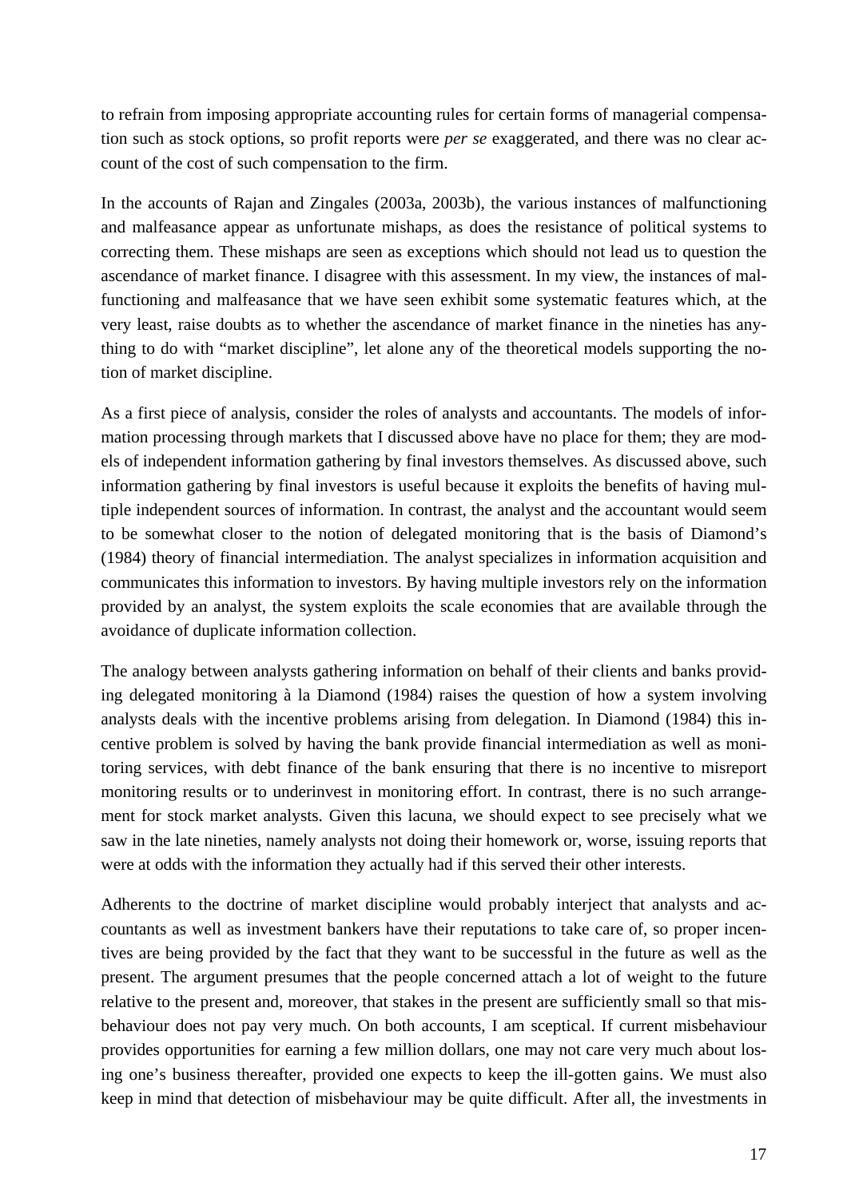to refrain from imposing appropriate accounting rules for certain forms of managerial compensation such as stock options, so profit reports were *per se* exaggerated, and there was no clear account of the cost of such compensation to the firm.

In the accounts of Rajan and Zingales (2003a, 2003b), the various instances of malfunctioning and malfeasance appear as unfortunate mishaps, as does the resistance of political systems to correcting them. These mishaps are seen as exceptions which should not lead us to question the ascendance of market finance. I disagree with this assessment. In my view, the instances of malfunctioning and malfeasance that we have seen exhibit some systematic features which, at the very least, raise doubts as to whether the ascendance of market finance in the nineties has anything to do with "market discipline", let alone any of the theoretical models supporting the notion of market discipline.

As a first piece of analysis, consider the roles of analysts and accountants. The models of information processing through markets that I discussed above have no place for them; they are models of independent information gathering by final investors themselves. As discussed above, such information gathering by final investors is useful because it exploits the benefits of having multiple independent sources of information. In contrast, the analyst and the accountant would seem to be somewhat closer to the notion of delegated monitoring that is the basis of Diamond's (1984) theory of financial intermediation. The analyst specializes in information acquisition and communicates this information to investors. By having multiple investors rely on the information provided by an analyst, the system exploits the scale economies that are available through the avoidance of duplicate information collection.

The analogy between analysts gathering information on behalf of their clients and banks providing delegated monitoring à la Diamond (1984) raises the question of how a system involving analysts deals with the incentive problems arising from delegation. In Diamond (1984) this incentive problem is solved by having the bank provide financial intermediation as well as monitoring services, with debt finance of the bank ensuring that there is no incentive to misreport monitoring results or to underinvest in monitoring effort. In contrast, there is no such arrangement for stock market analysts. Given this lacuna, we should expect to see precisely what we saw in the late nineties, namely analysts not doing their homework or, worse, issuing reports that were at odds with the information they actually had if this served their other interests.

Adherents to the doctrine of market discipline would probably interject that analysts and accountants as well as investment bankers have their reputations to take care of, so proper incentives are being provided by the fact that they want to be successful in the future as well as the present. The argument presumes that the people concerned attach a lot of weight to the future relative to the present and, moreover, that stakes in the present are sufficiently small so that misbehaviour does not pay very much. On both accounts, I am sceptical. If current misbehaviour provides opportunities for earning a few million dollars, one may not care very much about losing one's business thereafter, provided one expects to keep the ill-gotten gains. We must also keep in mind that detection of misbehaviour may be quite difficult. After all, the investments in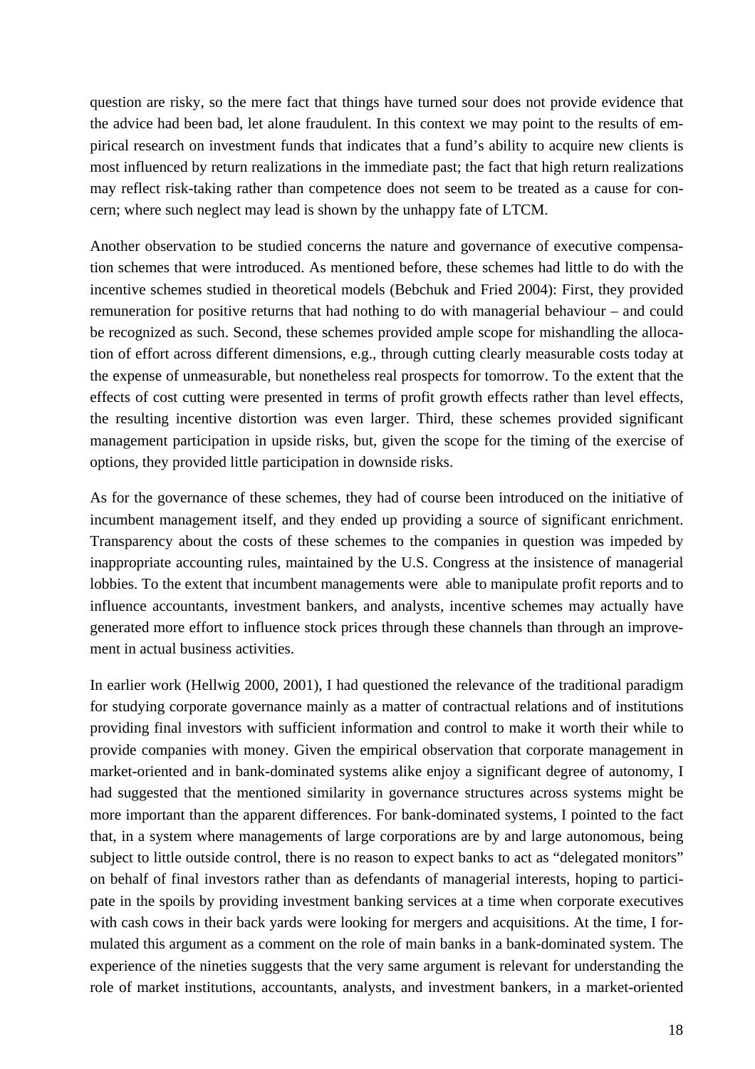question are risky, so the mere fact that things have turned sour does not provide evidence that the advice had been bad, let alone fraudulent. In this context we may point to the results of empirical research on investment funds that indicates that a fund's ability to acquire new clients is most influenced by return realizations in the immediate past; the fact that high return realizations may reflect risk-taking rather than competence does not seem to be treated as a cause for concern; where such neglect may lead is shown by the unhappy fate of LTCM.

Another observation to be studied concerns the nature and governance of executive compensation schemes that were introduced. As mentioned before, these schemes had little to do with the incentive schemes studied in theoretical models (Bebchuk and Fried 2004): First, they provided remuneration for positive returns that had nothing to do with managerial behaviour – and could be recognized as such. Second, these schemes provided ample scope for mishandling the allocation of effort across different dimensions, e.g., through cutting clearly measurable costs today at the expense of unmeasurable, but nonetheless real prospects for tomorrow. To the extent that the effects of cost cutting were presented in terms of profit growth effects rather than level effects, the resulting incentive distortion was even larger. Third, these schemes provided significant management participation in upside risks, but, given the scope for the timing of the exercise of options, they provided little participation in downside risks.

As for the governance of these schemes, they had of course been introduced on the initiative of incumbent management itself, and they ended up providing a source of significant enrichment. Transparency about the costs of these schemes to the companies in question was impeded by inappropriate accounting rules, maintained by the U.S. Congress at the insistence of managerial lobbies. To the extent that incumbent managements were able to manipulate profit reports and to influence accountants, investment bankers, and analysts, incentive schemes may actually have generated more effort to influence stock prices through these channels than through an improvement in actual business activities.

In earlier work (Hellwig 2000, 2001), I had questioned the relevance of the traditional paradigm for studying corporate governance mainly as a matter of contractual relations and of institutions providing final investors with sufficient information and control to make it worth their while to provide companies with money. Given the empirical observation that corporate management in market-oriented and in bank-dominated systems alike enjoy a significant degree of autonomy, I had suggested that the mentioned similarity in governance structures across systems might be more important than the apparent differences. For bank-dominated systems, I pointed to the fact that, in a system where managements of large corporations are by and large autonomous, being subject to little outside control, there is no reason to expect banks to act as "delegated monitors" on behalf of final investors rather than as defendants of managerial interests, hoping to participate in the spoils by providing investment banking services at a time when corporate executives with cash cows in their back yards were looking for mergers and acquisitions. At the time, I formulated this argument as a comment on the role of main banks in a bank-dominated system. The experience of the nineties suggests that the very same argument is relevant for understanding the role of market institutions, accountants, analysts, and investment bankers, in a market-oriented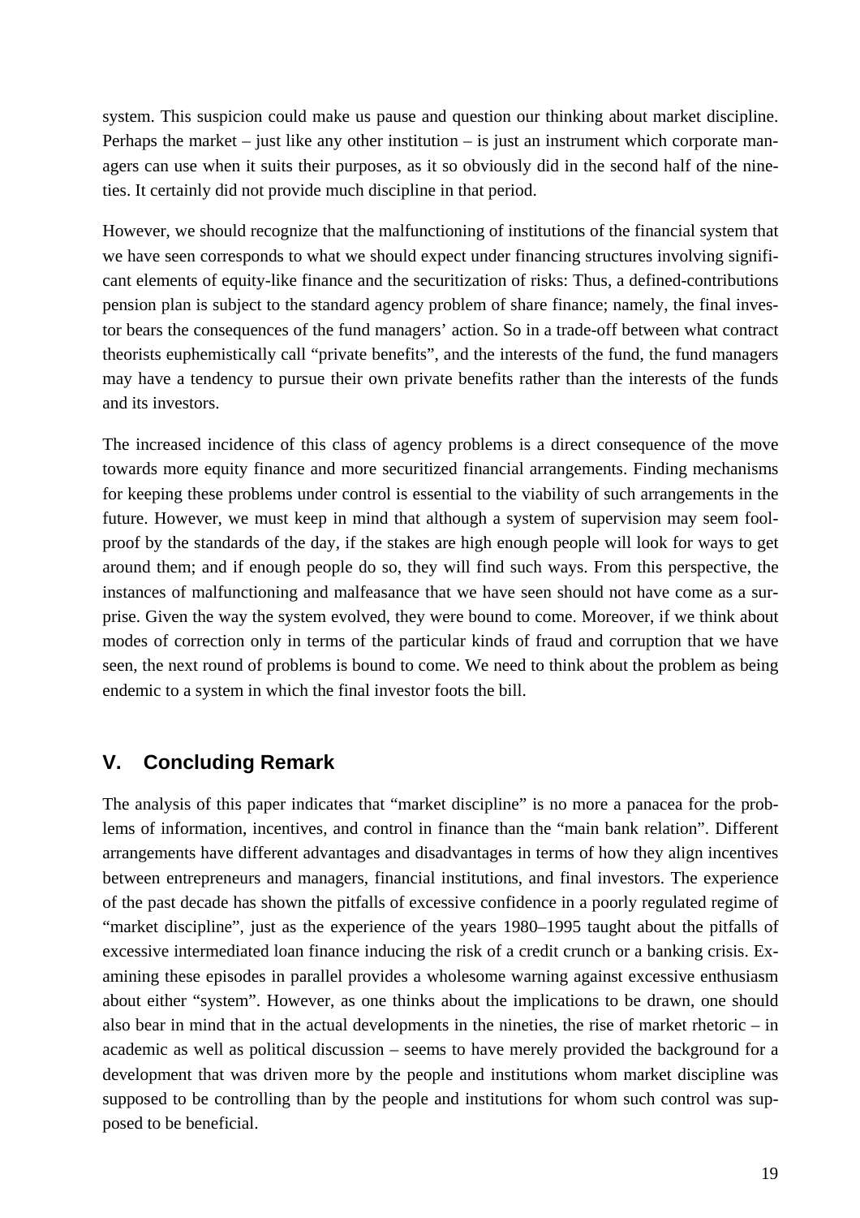system. This suspicion could make us pause and question our thinking about market discipline. Perhaps the market – just like any other institution – is just an instrument which corporate managers can use when it suits their purposes, as it so obviously did in the second half of the nineties. It certainly did not provide much discipline in that period.

However, we should recognize that the malfunctioning of institutions of the financial system that we have seen corresponds to what we should expect under financing structures involving significant elements of equity-like finance and the securitization of risks: Thus, a defined-contributions pension plan is subject to the standard agency problem of share finance; namely, the final investor bears the consequences of the fund managers' action. So in a trade-off between what contract theorists euphemistically call "private benefits", and the interests of the fund, the fund managers may have a tendency to pursue their own private benefits rather than the interests of the funds and its investors.

The increased incidence of this class of agency problems is a direct consequence of the move towards more equity finance and more securitized financial arrangements. Finding mechanisms for keeping these problems under control is essential to the viability of such arrangements in the future. However, we must keep in mind that although a system of supervision may seem foolproof by the standards of the day, if the stakes are high enough people will look for ways to get around them; and if enough people do so, they will find such ways. From this perspective, the instances of malfunctioning and malfeasance that we have seen should not have come as a surprise. Given the way the system evolved, they were bound to come. Moreover, if we think about modes of correction only in terms of the particular kinds of fraud and corruption that we have seen, the next round of problems is bound to come. We need to think about the problem as being endemic to a system in which the final investor foots the bill.

## V. Concluding Remark

The analysis of this paper indicates that "market discipline" is no more a panacea for the problems of information, incentives, and control in finance than the "main bank relation". Different arrangements have different advantages and disadvantages in terms of how they align incentives between entrepreneurs and managers, financial institutions, and final investors. The experience of the past decade has shown the pitfalls of excessive confidence in a poorly regulated regime of "market discipline", just as the experience of the years 1980–1995 taught about the pitfalls of excessive intermediated loan finance inducing the risk of a credit crunch or a banking crisis. Examining these episodes in parallel provides a wholesome warning against excessive enthusiasm about either "system". However, as one thinks about the implications to be drawn, one should also bear in mind that in the actual developments in the nineties, the rise of market rhetoric – in academic as well as political discussion – seems to have merely provided the background for a development that was driven more by the people and institutions whom market discipline was supposed to be controlling than by the people and institutions for whom such control was supposed to be beneficial.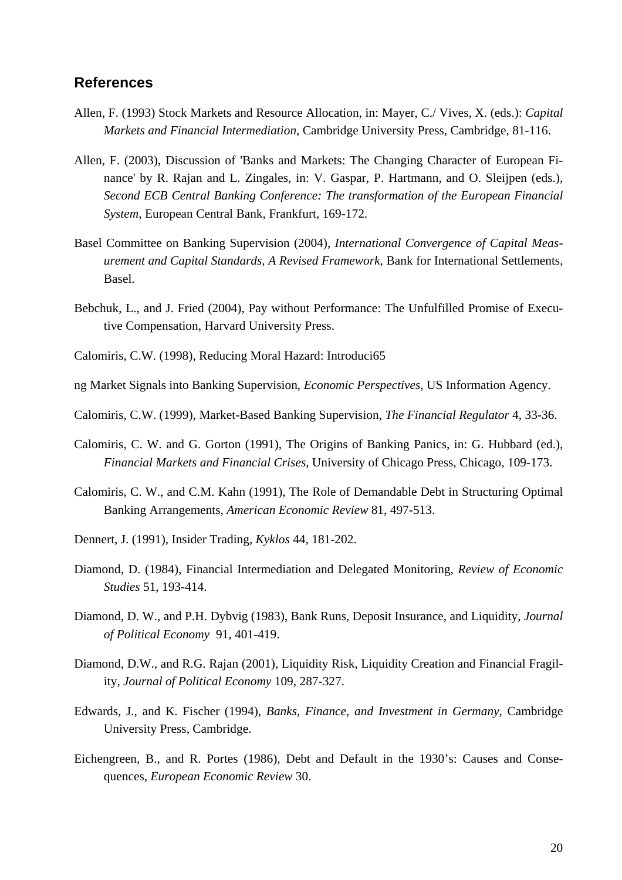## References

Allen, F. (1993) Stock Markets and Resource Allocation, in: Mayer, C./ Vives, X. (eds.): *Capital Markets and Financial Intermediation*, Cambridge University Press, Cambridge, 81-116.

Allen, F. (2003), Discussion of 'Banks and Markets: The Changing Character of European Finance' by R. Rajan and L. Zingales, in: V. Gaspar, P. Hartmann, and O. Sleijpen (eds.), *Second ECB Central Banking Conference: The transformation of the European Financial System*, European Central Bank, Frankfurt, 169-172.

Basel Committee on Banking Supervision (2004), *International Convergence of Capital Measurement and Capital Standards, A Revised Framework*, Bank for International Settlements, Basel.

Bebchuk, L., and J. Fried (2004), Pay without Performance: The Unfulfilled Promise of Executive Compensation, Harvard University Press.

Calomiris, C.W. (1998), Reducing Moral Hazard: Introduci65

ng Market Signals into Banking Supervision, *Economic Perspectives*, US Information Agency.

Calomiris, C.W. (1999), Market-Based Banking Supervision, *The Financial Regulator* 4, 33-36.

Calomiris, C. W. and G. Gorton (1991), The Origins of Banking Panics, in: G. Hubbard (ed.), *Financial Markets and Financial Crises*, University of Chicago Press, Chicago, 109-173.

Calomiris, C. W., and C.M. Kahn (1991), The Role of Demandable Debt in Structuring Optimal Banking Arrangements, *American Economic Review* 81, 497-513.

Dennert, J. (1991), Insider Trading, *Kyklos* 44, 181-202.

Diamond, D. (1984), Financial Intermediation and Delegated Monitoring, *Review of Economic Studies* 51, 193-414.

Diamond, D. W., and P.H. Dybvig (1983), Bank Runs, Deposit Insurance, and Liquidity, *Journal of Political Economy* 91, 401-419.

Diamond, D.W., and R.G. Rajan (2001), Liquidity Risk, Liquidity Creation and Financial Fragility, *Journal of Political Economy* 109, 287-327.

Edwards, J., and K. Fischer (1994), *Banks, Finance, and Investment in Germany*, Cambridge University Press, Cambridge.

Eichengreen, B., and R. Portes (1986), Debt and Default in the 1930's: Causes and Consequences, *European Economic Review* 30.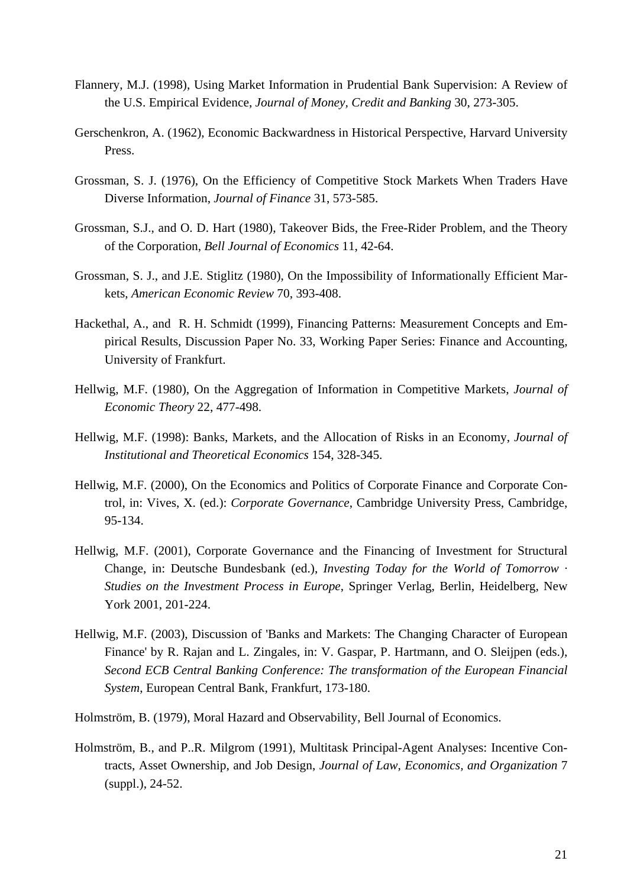Flannery, M.J. (1998), Using Market Information in Prudential Bank Supervision: A Review of the U.S. Empirical Evidence, *Journal of Money, Credit and Banking* 30, 273-305.

Gerschenkron, A. (1962), Economic Backwardness in Historical Perspective, Harvard University Press.

Grossman, S. J. (1976), On the Efficiency of Competitive Stock Markets When Traders Have Diverse Information, *Journal of Finance* 31, 573-585.

Grossman, S.J., and O. D. Hart (1980), Takeover Bids, the Free-Rider Problem, and the Theory of the Corporation, *Bell Journal of Economics* 11, 42-64.

Grossman, S. J., and J.E. Stiglitz (1980), On the Impossibility of Informationally Efficient Markets, *American Economic Review* 70, 393-408.

Hackethal, A., and R. H. Schmidt (1999), Financing Patterns: Measurement Concepts and Empirical Results, Discussion Paper No. 33, Working Paper Series: Finance and Accounting, University of Frankfurt.

Hellwig, M.F. (1980), On the Aggregation of Information in Competitive Markets, *Journal of Economic Theory* 22, 477-498.

Hellwig, M.F. (1998): Banks, Markets, and the Allocation of Risks in an Economy, *Journal of Institutional and Theoretical Economics* 154, 328-345.

Hellwig, M.F. (2000), On the Economics and Politics of Corporate Finance and Corporate Control, in: Vives, X. (ed.): *Corporate Governance*, Cambridge University Press, Cambridge, 95-134.

Hellwig, M.F. (2001), Corporate Governance and the Financing of Investment for Structural Change, in: Deutsche Bundesbank (ed.), *Investing Today for the World of Tomorrow · Studies on the Investment Process in Europe*, Springer Verlag, Berlin, Heidelberg, New York 2001, 201-224.

Hellwig, M.F. (2003), Discussion of 'Banks and Markets: The Changing Character of European Finance' by R. Rajan and L. Zingales, in: V. Gaspar, P. Hartmann, and O. Sleijpen (eds.), *Second ECB Central Banking Conference: The transformation of the European Financial System*, European Central Bank, Frankfurt, 173-180.

Holmström, B. (1979), Moral Hazard and Observability, Bell Journal of Economics.

Holmström, B., and P..R. Milgrom (1991), Multitask Principal-Agent Analyses: Incentive Contracts, Asset Ownership, and Job Design, *Journal of Law, Economics, and Organization* 7 (suppl.), 24-52.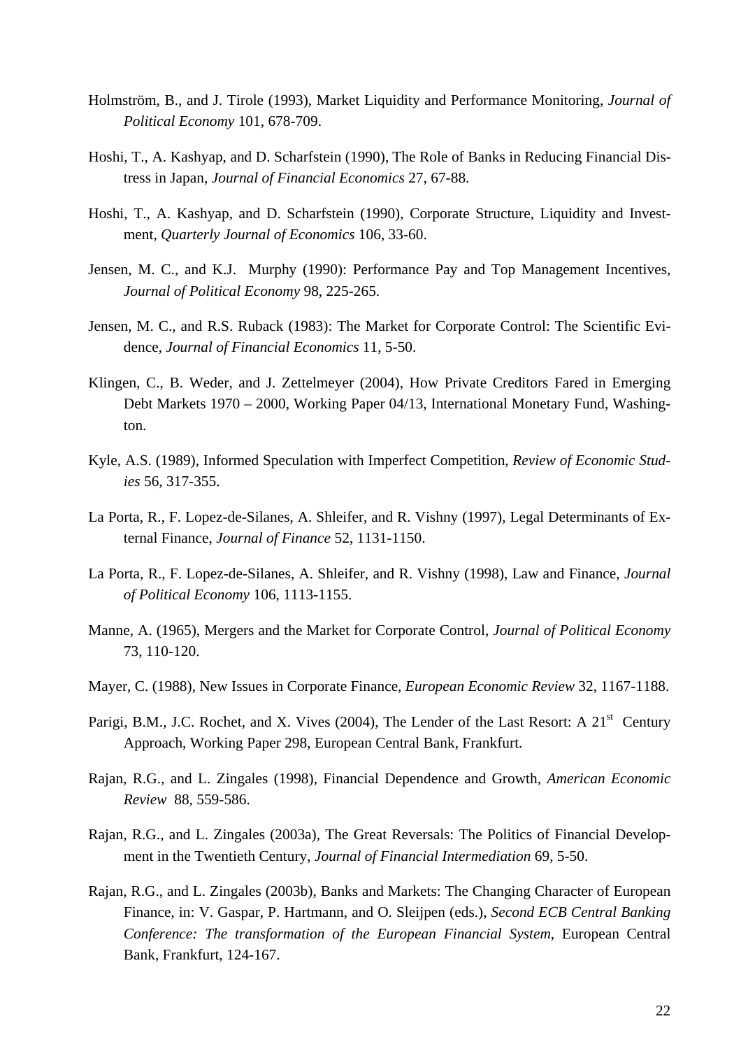Holmström, B., and J. Tirole (1993), Market Liquidity and Performance Monitoring, *Journal of Political Economy* 101, 678-709.

Hoshi, T., A. Kashyap, and D. Scharfstein (1990), The Role of Banks in Reducing Financial Distress in Japan, *Journal of Financial Economics* 27, 67-88.

Hoshi, T., A. Kashyap, and D. Scharfstein (1990), Corporate Structure, Liquidity and Investment, *Quarterly Journal of Economics* 106, 33-60.

Jensen, M. C., and K.J. Murphy (1990): Performance Pay and Top Management Incentives, *Journal of Political Economy* 98, 225-265.

Jensen, M. C., and R.S. Ruback (1983): The Market for Corporate Control: The Scientific Evidence, *Journal of Financial Economics* 11, 5-50.

Klingen, C., B. Weder, and J. Zettelmeyer (2004), How Private Creditors Fared in Emerging Debt Markets 1970 – 2000, Working Paper 04/13, International Monetary Fund, Washington.

Kyle, A.S. (1989), Informed Speculation with Imperfect Competition, *Review of Economic Studies* 56, 317-355.

La Porta, R., F. Lopez-de-Silanes, A. Shleifer, and R. Vishny (1997), Legal Determinants of External Finance, *Journal of Finance* 52, 1131-1150.

La Porta, R., F. Lopez-de-Silanes, A. Shleifer, and R. Vishny (1998), Law and Finance, *Journal of Political Economy* 106, 1113-1155.

Manne, A. (1965), Mergers and the Market for Corporate Control, *Journal of Political Economy* 73, 110-120.

Mayer, C. (1988), New Issues in Corporate Finance, *European Economic Review* 32, 1167-1188.

Parigi, B.M., J.C. Rochet, and X. Vives (2004), The Lender of the Last Resort: A 21st Century Approach, Working Paper 298, European Central Bank, Frankfurt.

Rajan, R.G., and L. Zingales (1998), Financial Dependence and Growth, *American Economic Review* 88, 559-586.

Rajan, R.G., and L. Zingales (2003a), The Great Reversals: The Politics of Financial Development in the Twentieth Century, *Journal of Financial Intermediation* 69, 5-50.

Rajan, R.G., and L. Zingales (2003b), Banks and Markets: The Changing Character of European Finance, in: V. Gaspar, P. Hartmann, and O. Sleijpen (eds.), *Second ECB Central Banking Conference: The transformation of the European Financial System*, European Central Bank, Frankfurt, 124-167.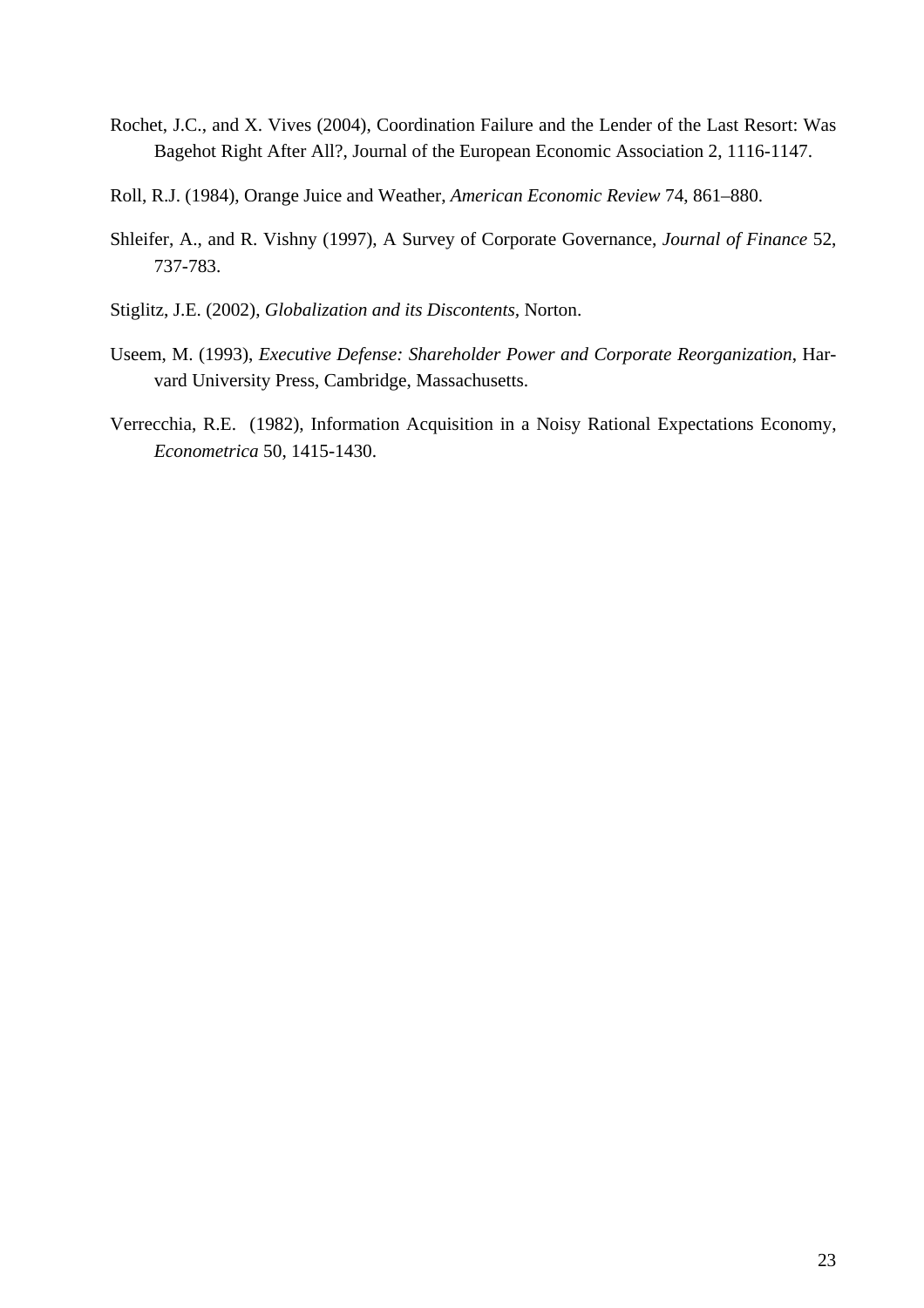Rochet, J.C., and X. Vives (2004), Coordination Failure and the Lender of the Last Resort: Was Bagehot Right After All?, Journal of the European Economic Association 2, 1116-1147.

Roll, R.J. (1984), Orange Juice and Weather, *American Economic Review* 74, 861–880.

Shleifer, A., and R. Vishny (1997), A Survey of Corporate Governance, *Journal of Finance* 52, 737-783.

Stiglitz, J.E. (2002), *Globalization and its Discontents*, Norton.

Useem, M. (1993), *Executive Defense: Shareholder Power and Corporate Reorganization*, Harvard University Press, Cambridge, Massachusetts.

Verrecchia, R.E. (1982), Information Acquisition in a Noisy Rational Expectations Economy, *Econometrica* 50, 1415-1430.